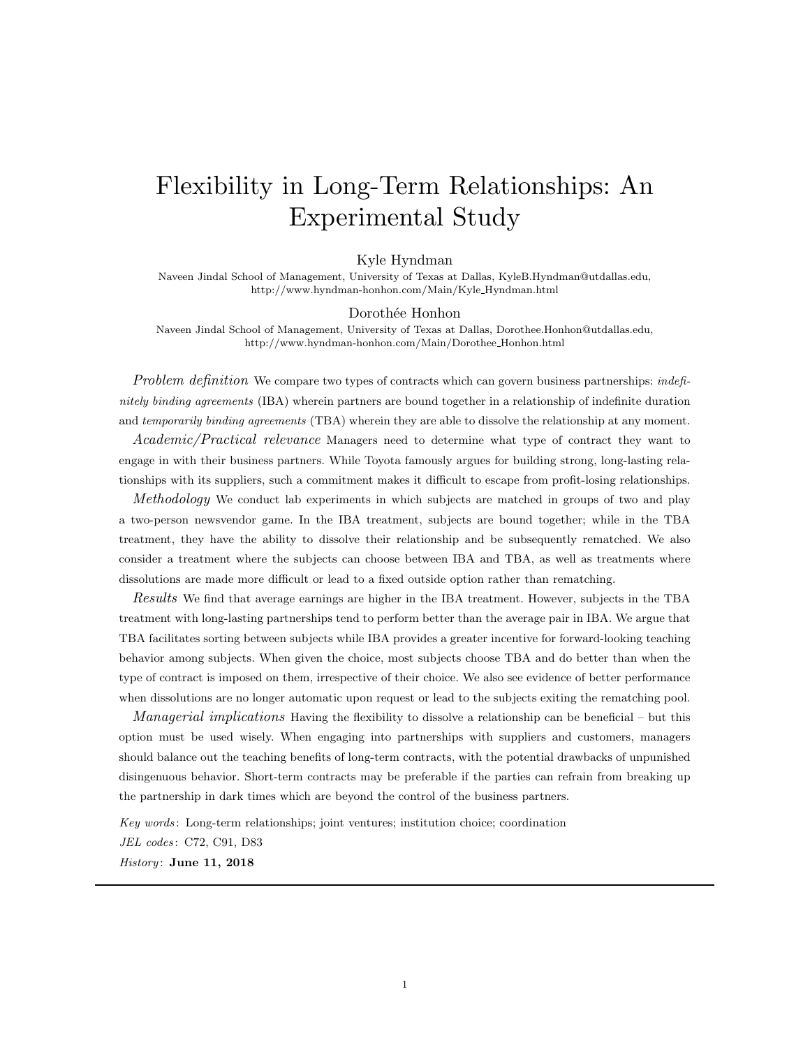# Flexibility in Long-Term Relationships: An Experimental Study

Kyle Hyndman

Naveen Jindal School of Management, University of Texas at Dallas, KyleB.Hyndman@utdallas.edu, http://www.hyndman-honhon.com/Main/Kyle_Hyndman.html

Dorothée Honhon

Naveen Jindal School of Management, University of Texas at Dallas, Dorothee.Honhon@utdallas.edu, http://www.hyndman-honhon.com/Main/Dorothee_Honhon.html

*Problem definition* We compare two types of contracts which can govern business partnerships: *indefinitely binding agreements* (IBA) wherein partners are bound together in a relationship of indefinite duration and *temporarily binding agreements* (TBA) wherein they are able to dissolve the relationship at any moment.

*Academic/Practical relevance* Managers need to determine what type of contract they want to engage in with their business partners. While Toyota famously argues for building strong, long-lasting relationships with its suppliers, such a commitment makes it difficult to escape from profit-losing relationships.

*Methodology* We conduct lab experiments in which subjects are matched in groups of two and play a two-person newsvendor game. In the IBA treatment, subjects are bound together; while in the TBA treatment, they have the ability to dissolve their relationship and be subsequently rematched. We also consider a treatment where the subjects can choose between IBA and TBA, as well as treatments where dissolutions are made more difficult or lead to a fixed outside option rather than rematching.

*Results* We find that average earnings are higher in the IBA treatment. However, subjects in the TBA treatment with long-lasting partnerships tend to perform better than the average pair in IBA. We argue that TBA facilitates sorting between subjects while IBA provides a greater incentive for forward-looking teaching behavior among subjects. When given the choice, most subjects choose TBA and do better than when the type of contract is imposed on them, irrespective of their choice. We also see evidence of better performance when dissolutions are no longer automatic upon request or lead to the subjects exiting the rematching pool.

*Managerial implications* Having the flexibility to dissolve a relationship can be beneficial – but this option must be used wisely. When engaging into partnerships with suppliers and customers, managers should balance out the teaching benefits of long-term contracts, with the potential drawbacks of unpunished disingenuous behavior. Short-term contracts may be preferable if the parties can refrain from breaking up the partnership in dark times which are beyond the control of the business partners.

*Key words*: Long-term relationships; joint ventures; institution choice; coordination

*JEL codes*: C72, C91, D83

*History*: **June 11, 2018**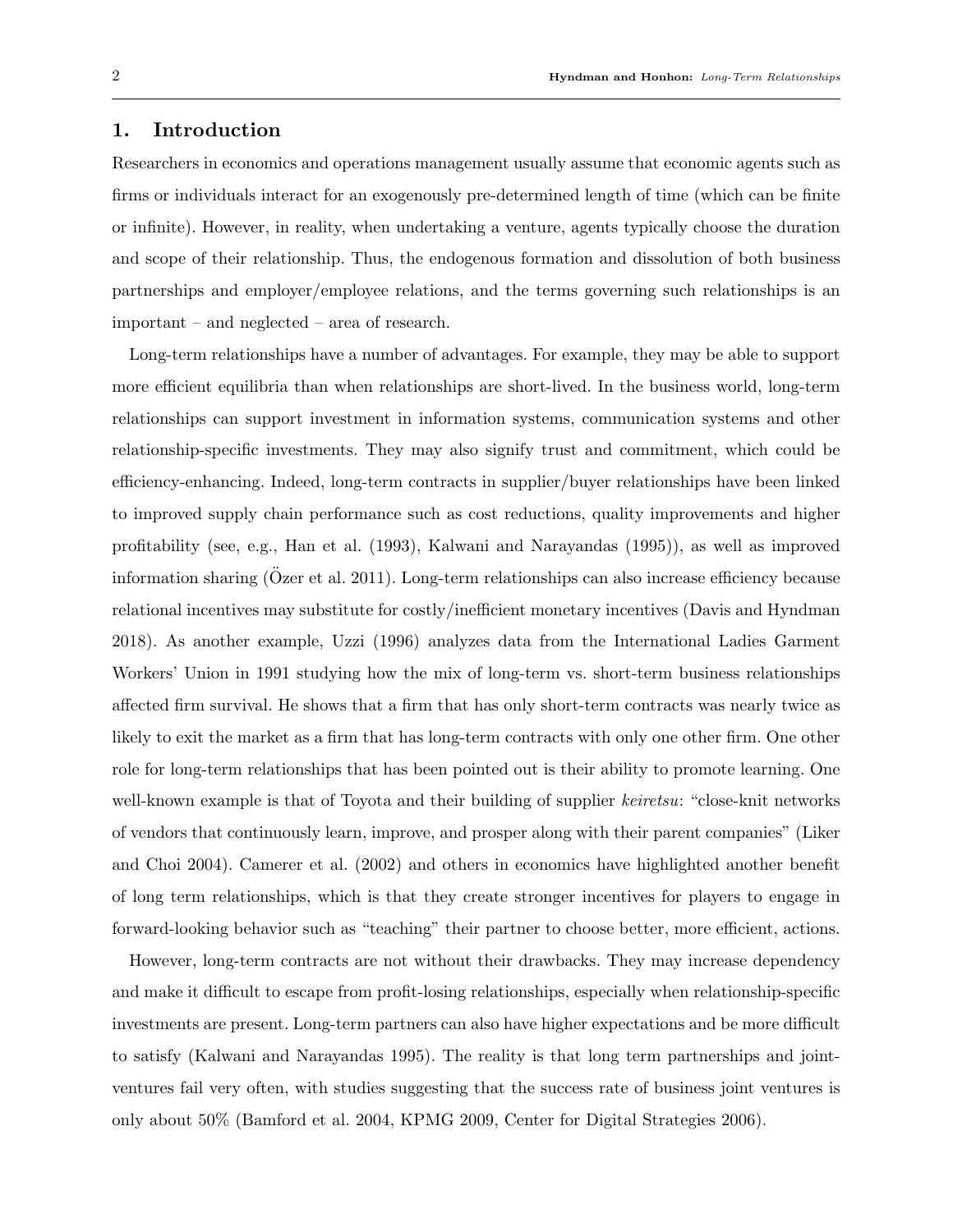## 1. Introduction

Researchers in economics and operations management usually assume that economic agents such as firms or individuals interact for an exogenously pre-determined length of time (which can be finite or infinite). However, in reality, when undertaking a venture, agents typically choose the duration and scope of their relationship. Thus, the endogenous formation and dissolution of both business partnerships and employer/employee relations, and the terms governing such relationships is an important – and neglected – area of research.

Long-term relationships have a number of advantages. For example, they may be able to support more efficient equilibria than when relationships are short-lived. In the business world, long-term relationships can support investment in information systems, communication systems and other relationship-specific investments. They may also signify trust and commitment, which could be efficiency-enhancing. Indeed, long-term contracts in supplier/buyer relationships have been linked to improved supply chain performance such as cost reductions, quality improvements and higher profitability (see, e.g., Han et al. (1993), Kalwani and Narayandas (1995)), as well as improved information sharing (Özer et al. 2011). Long-term relationships can also increase efficiency because relational incentives may substitute for costly/inefficient monetary incentives (Davis and Hyndman 2018). As another example, Uzzi (1996) analyzes data from the International Ladies Garment Workers' Union in 1991 studying how the mix of long-term vs. short-term business relationships affected firm survival. He shows that a firm that has only short-term contracts was nearly twice as likely to exit the market as a firm that has long-term contracts with only one other firm. One other role for long-term relationships that has been pointed out is their ability to promote learning. One well-known example is that of Toyota and their building of supplier *keiretsu*: "close-knit networks of vendors that continuously learn, improve, and prosper along with their parent companies" (Liker and Choi 2004). Camerer et al. (2002) and others in economics have highlighted another benefit of long term relationships, which is that they create stronger incentives for players to engage in forward-looking behavior such as "teaching" their partner to choose better, more efficient, actions.

However, long-term contracts are not without their drawbacks. They may increase dependency and make it difficult to escape from profit-losing relationships, especially when relationship-specific investments are present. Long-term partners can also have higher expectations and be more difficult to satisfy (Kalwani and Narayandas 1995). The reality is that long term partnerships and joint-ventures fail very often, with studies suggesting that the success rate of business joint ventures is only about 50% (Bamford et al. 2004, KPMG 2009, Center for Digital Strategies 2006).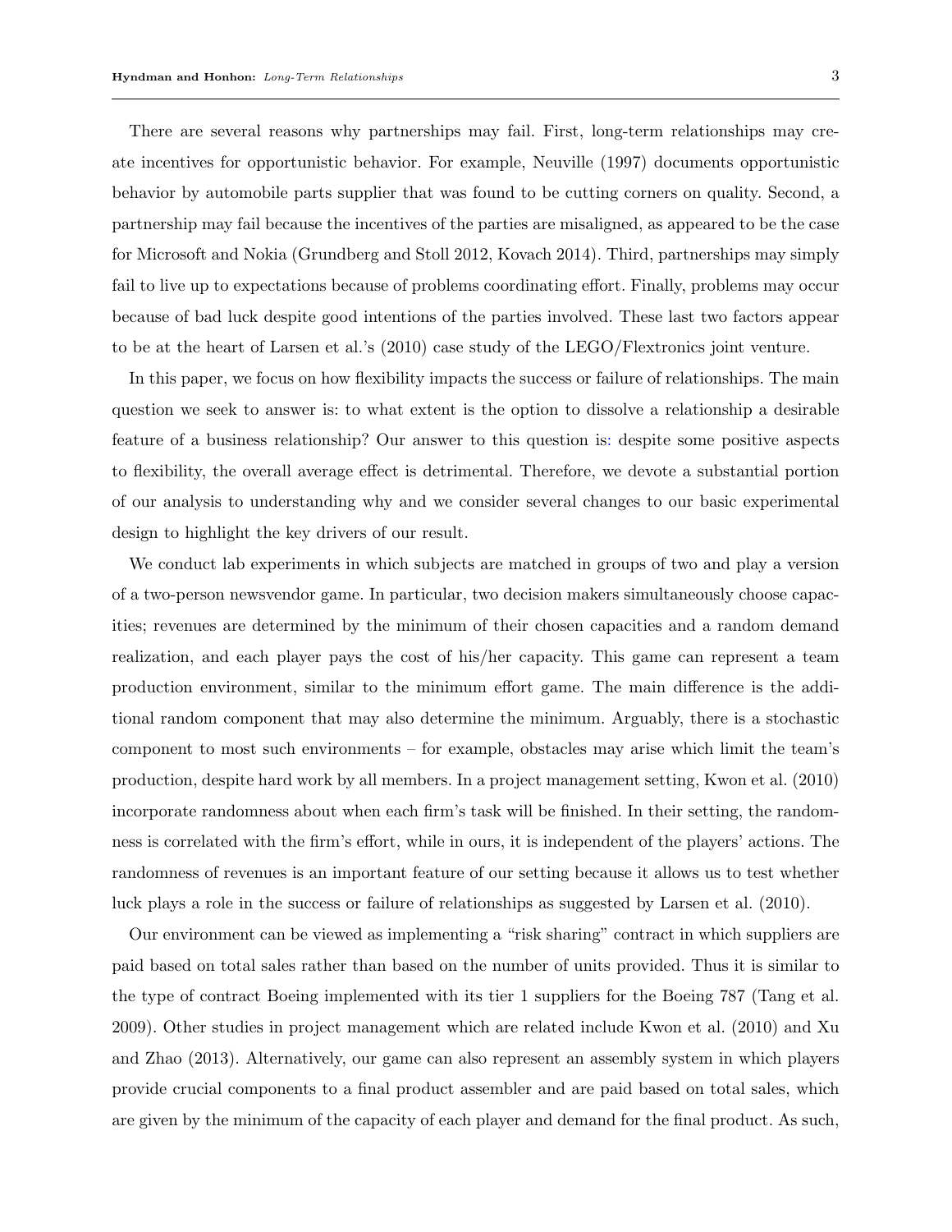There are several reasons why partnerships may fail. First, long-term relationships may create incentives for opportunistic behavior. For example, Neuville (1997) documents opportunistic behavior by automobile parts supplier that was found to be cutting corners on quality. Second, a partnership may fail because the incentives of the parties are misaligned, as appeared to be the case for Microsoft and Nokia (Grundberg and Stoll 2012, Kovach 2014). Third, partnerships may simply fail to live up to expectations because of problems coordinating effort. Finally, problems may occur because of bad luck despite good intentions of the parties involved. These last two factors appear to be at the heart of Larsen et al.'s (2010) case study of the LEGO/Flextronics joint venture.

In this paper, we focus on how flexibility impacts the success or failure of relationships. The main question we seek to answer is: to what extent is the option to dissolve a relationship a desirable feature of a business relationship? Our answer to this question is: despite some positive aspects to flexibility, the overall average effect is detrimental. Therefore, we devote a substantial portion of our analysis to understanding why and we consider several changes to our basic experimental design to highlight the key drivers of our result.

We conduct lab experiments in which subjects are matched in groups of two and play a version of a two-person newsvendor game. In particular, two decision makers simultaneously choose capacities; revenues are determined by the minimum of their chosen capacities and a random demand realization, and each player pays the cost of his/her capacity. This game can represent a team production environment, similar to the minimum effort game. The main difference is the additional random component that may also determine the minimum. Arguably, there is a stochastic component to most such environments – for example, obstacles may arise which limit the team's production, despite hard work by all members. In a project management setting, Kwon et al. (2010) incorporate randomness about when each firm's task will be finished. In their setting, the randomness is correlated with the firm's effort, while in ours, it is independent of the players' actions. The randomness of revenues is an important feature of our setting because it allows us to test whether luck plays a role in the success or failure of relationships as suggested by Larsen et al. (2010).

Our environment can be viewed as implementing a "risk sharing" contract in which suppliers are paid based on total sales rather than based on the number of units provided. Thus it is similar to the type of contract Boeing implemented with its tier 1 suppliers for the Boeing 787 (Tang et al. 2009). Other studies in project management which are related include Kwon et al. (2010) and Xu and Zhao (2013). Alternatively, our game can also represent an assembly system in which players provide crucial components to a final product assembler and are paid based on total sales, which are given by the minimum of the capacity of each player and demand for the final product. As such,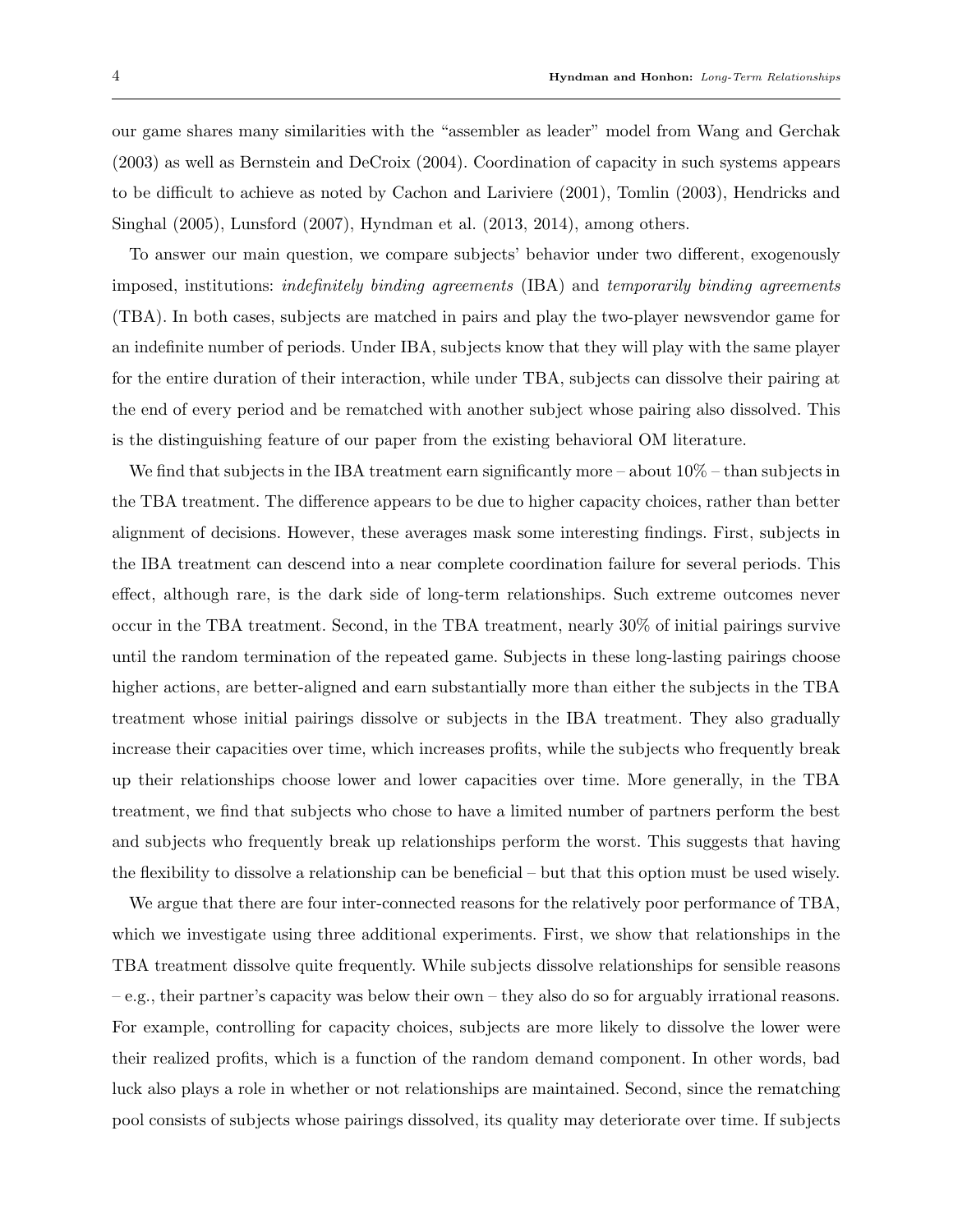our game shares many similarities with the "assembler as leader" model from Wang and Gerchak (2003) as well as Bernstein and DeCroix (2004). Coordination of capacity in such systems appears to be difficult to achieve as noted by Cachon and Lariviere (2001), Tomlin (2003), Hendricks and Singhal (2005), Lunsford (2007), Hyndman et al. (2013, 2014), among others.

To answer our main question, we compare subjects' behavior under two different, exogenously imposed, institutions: *indefinitely binding agreements* (IBA) and *temporarily binding agreements* (TBA). In both cases, subjects are matched in pairs and play the two-player newsvendor game for an indefinite number of periods. Under IBA, subjects know that they will play with the same player for the entire duration of their interaction, while under TBA, subjects can dissolve their pairing at the end of every period and be rematched with another subject whose pairing also dissolved. This is the distinguishing feature of our paper from the existing behavioral OM literature.

We find that subjects in the IBA treatment earn significantly more – about 10% – than subjects in the TBA treatment. The difference appears to be due to higher capacity choices, rather than better alignment of decisions. However, these averages mask some interesting findings. First, subjects in the IBA treatment can descend into a near complete coordination failure for several periods. This effect, although rare, is the dark side of long-term relationships. Such extreme outcomes never occur in the TBA treatment. Second, in the TBA treatment, nearly 30% of initial pairings survive until the random termination of the repeated game. Subjects in these long-lasting pairings choose higher actions, are better-aligned and earn substantially more than either the subjects in the TBA treatment whose initial pairings dissolve or subjects in the IBA treatment. They also gradually increase their capacities over time, which increases profits, while the subjects who frequently break up their relationships choose lower and lower capacities over time. More generally, in the TBA treatment, we find that subjects who chose to have a limited number of partners perform the best and subjects who frequently break up relationships perform the worst. This suggests that having the flexibility to dissolve a relationship can be beneficial – but that this option must be used wisely.

We argue that there are four inter-connected reasons for the relatively poor performance of TBA, which we investigate using three additional experiments. First, we show that relationships in the TBA treatment dissolve quite frequently. While subjects dissolve relationships for sensible reasons – e.g., their partner's capacity was below their own – they also do so for arguably irrational reasons. For example, controlling for capacity choices, subjects are more likely to dissolve the lower were their realized profits, which is a function of the random demand component. In other words, bad luck also plays a role in whether or not relationships are maintained. Second, since the rematching pool consists of subjects whose pairings dissolved, its quality may deteriorate over time. If subjects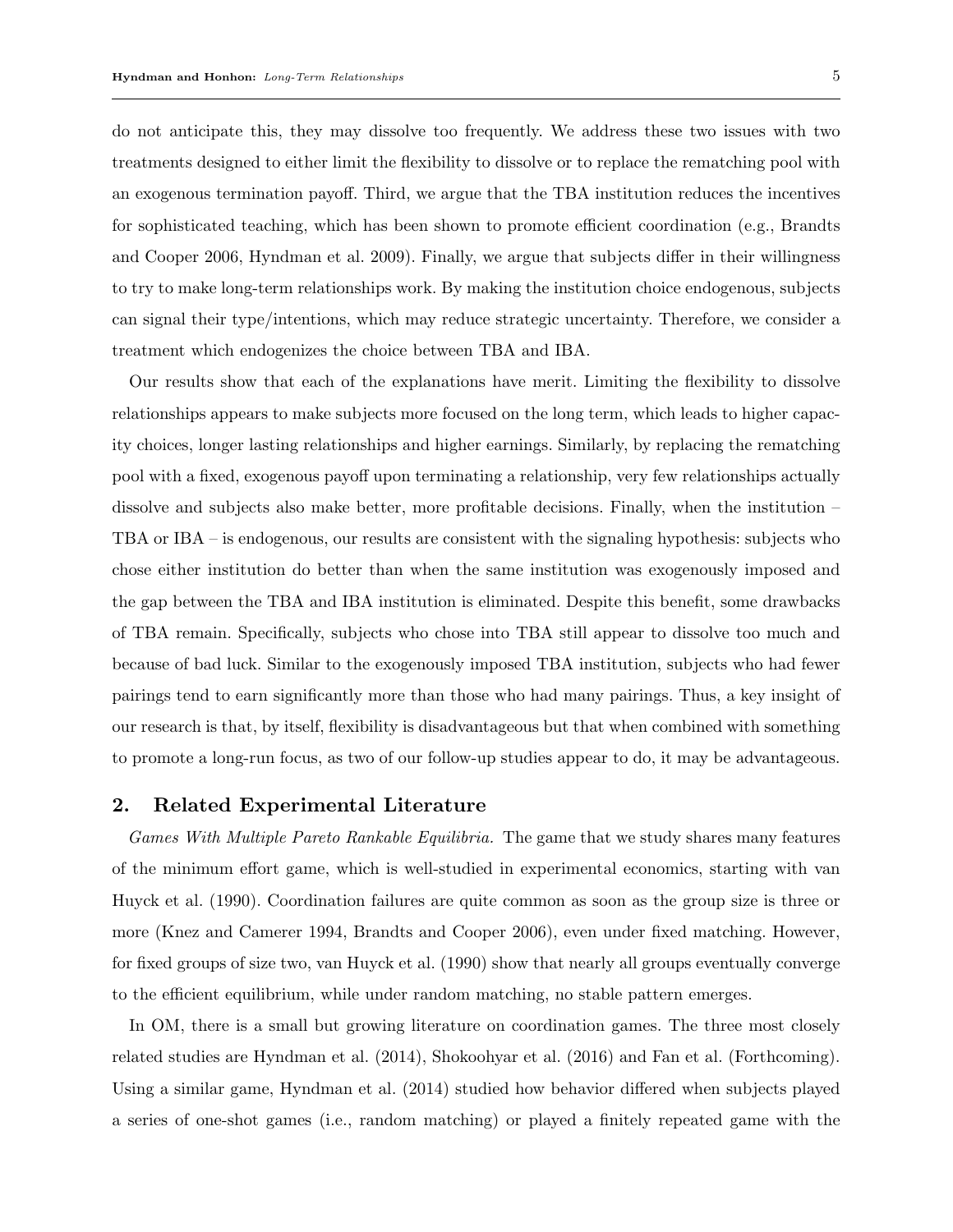do not anticipate this, they may dissolve too frequently. We address these two issues with two treatments designed to either limit the flexibility to dissolve or to replace the rematching pool with an exogenous termination payoff. Third, we argue that the TBA institution reduces the incentives for sophisticated teaching, which has been shown to promote efficient coordination (e.g., Brandts and Cooper 2006, Hyndman et al. 2009). Finally, we argue that subjects differ in their willingness to try to make long-term relationships work. By making the institution choice endogenous, subjects can signal their type/intentions, which may reduce strategic uncertainty. Therefore, we consider a treatment which endogenizes the choice between TBA and IBA.

Our results show that each of the explanations have merit. Limiting the flexibility to dissolve relationships appears to make subjects more focused on the long term, which leads to higher capacity choices, longer lasting relationships and higher earnings. Similarly, by replacing the rematching pool with a fixed, exogenous payoff upon terminating a relationship, very few relationships actually dissolve and subjects also make better, more profitable decisions. Finally, when the institution – TBA or IBA – is endogenous, our results are consistent with the signaling hypothesis: subjects who chose either institution do better than when the same institution was exogenously imposed and the gap between the TBA and IBA institution is eliminated. Despite this benefit, some drawbacks of TBA remain. Specifically, subjects who chose into TBA still appear to dissolve too much and because of bad luck. Similar to the exogenously imposed TBA institution, subjects who had fewer pairings tend to earn significantly more than those who had many pairings. Thus, a key insight of our research is that, by itself, flexibility is disadvantageous but that when combined with something to promote a long-run focus, as two of our follow-up studies appear to do, it may be advantageous.

## 2. Related Experimental Literature

*Games With Multiple Pareto Rankable Equilibria.* The game that we study shares many features of the minimum effort game, which is well-studied in experimental economics, starting with van Huyck et al. (1990). Coordination failures are quite common as soon as the group size is three or more (Knez and Camerer 1994, Brandts and Cooper 2006), even under fixed matching. However, for fixed groups of size two, van Huyck et al. (1990) show that nearly all groups eventually converge to the efficient equilibrium, while under random matching, no stable pattern emerges.

In OM, there is a small but growing literature on coordination games. The three most closely related studies are Hyndman et al. (2014), Shokoohyar et al. (2016) and Fan et al. (Forthcoming). Using a similar game, Hyndman et al. (2014) studied how behavior differed when subjects played a series of one-shot games (i.e., random matching) or played a finitely repeated game with the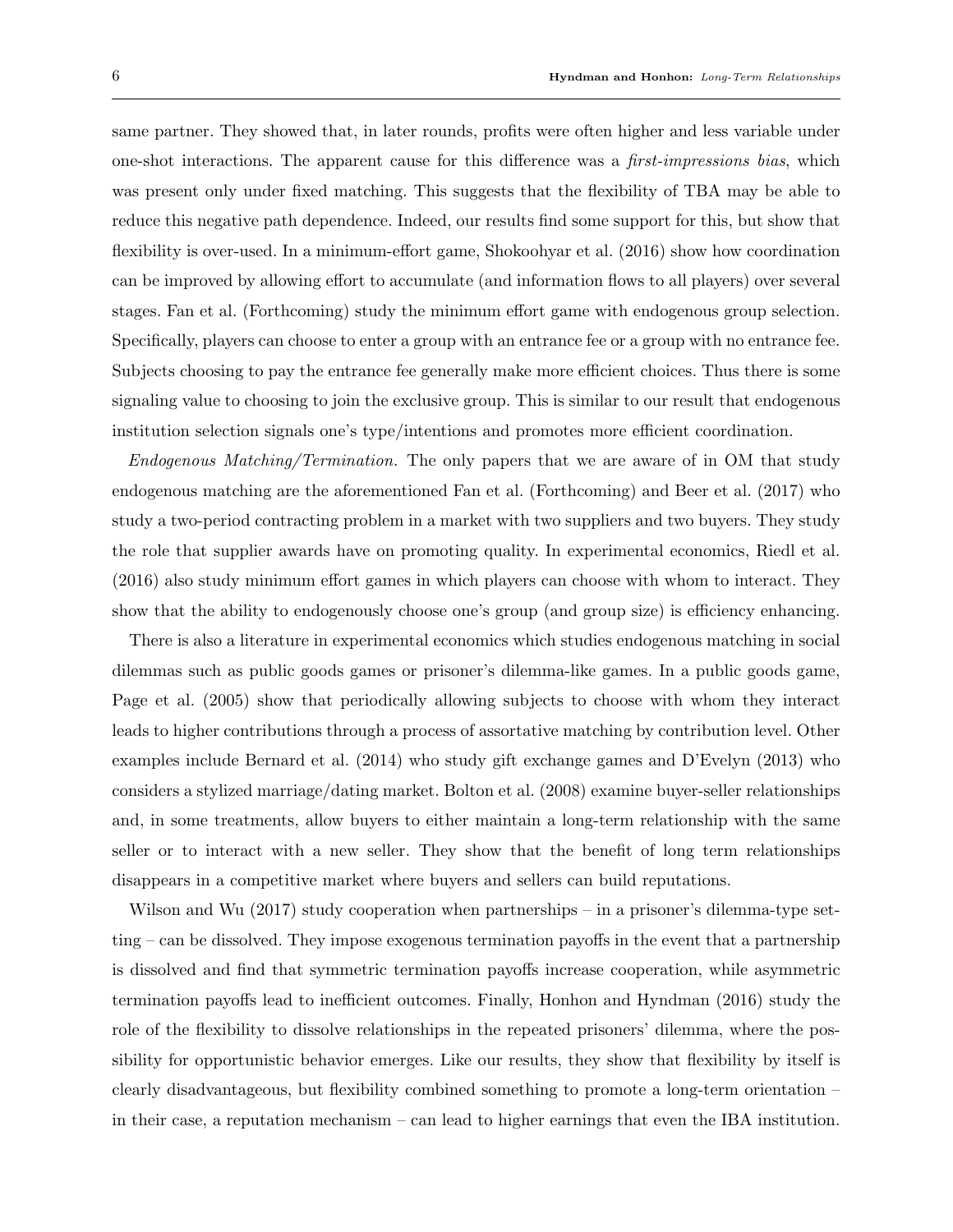same partner. They showed that, in later rounds, profits were often higher and less variable under one-shot interactions. The apparent cause for this difference was a *first-impressions bias*, which was present only under fixed matching. This suggests that the flexibility of TBA may be able to reduce this negative path dependence. Indeed, our results find some support for this, but show that flexibility is over-used. In a minimum-effort game, Shokoohyar et al. (2016) show how coordination can be improved by allowing effort to accumulate (and information flows to all players) over several stages. Fan et al. (Forthcoming) study the minimum effort game with endogenous group selection. Specifically, players can choose to enter a group with an entrance fee or a group with no entrance fee. Subjects choosing to pay the entrance fee generally make more efficient choices. Thus there is some signaling value to choosing to join the exclusive group. This is similar to our result that endogenous institution selection signals one's type/intentions and promotes more efficient coordination.

*Endogenous Matching/Termination.* The only papers that we are aware of in OM that study endogenous matching are the aforementioned Fan et al. (Forthcoming) and Beer et al. (2017) who study a two-period contracting problem in a market with two suppliers and two buyers. They study the role that supplier awards have on promoting quality. In experimental economics, Riedl et al. (2016) also study minimum effort games in which players can choose with whom to interact. They show that the ability to endogenously choose one's group (and group size) is efficiency enhancing.

There is also a literature in experimental economics which studies endogenous matching in social dilemmas such as public goods games or prisoner's dilemma-like games. In a public goods game, Page et al. (2005) show that periodically allowing subjects to choose with whom they interact leads to higher contributions through a process of assortative matching by contribution level. Other examples include Bernard et al. (2014) who study gift exchange games and D'Evelyn (2013) who considers a stylized marriage/dating market. Bolton et al. (2008) examine buyer-seller relationships and, in some treatments, allow buyers to either maintain a long-term relationship with the same seller or to interact with a new seller. They show that the benefit of long term relationships disappears in a competitive market where buyers and sellers can build reputations.

Wilson and Wu (2017) study cooperation when partnerships – in a prisoner's dilemma-type setting – can be dissolved. They impose exogenous termination payoffs in the event that a partnership is dissolved and find that symmetric termination payoffs increase cooperation, while asymmetric termination payoffs lead to inefficient outcomes. Finally, Honhon and Hyndman (2016) study the role of the flexibility to dissolve relationships in the repeated prisoners' dilemma, where the possibility for opportunistic behavior emerges. Like our results, they show that flexibility by itself is clearly disadvantageous, but flexibility combined something to promote a long-term orientation – in their case, a reputation mechanism – can lead to higher earnings that even the IBA institution.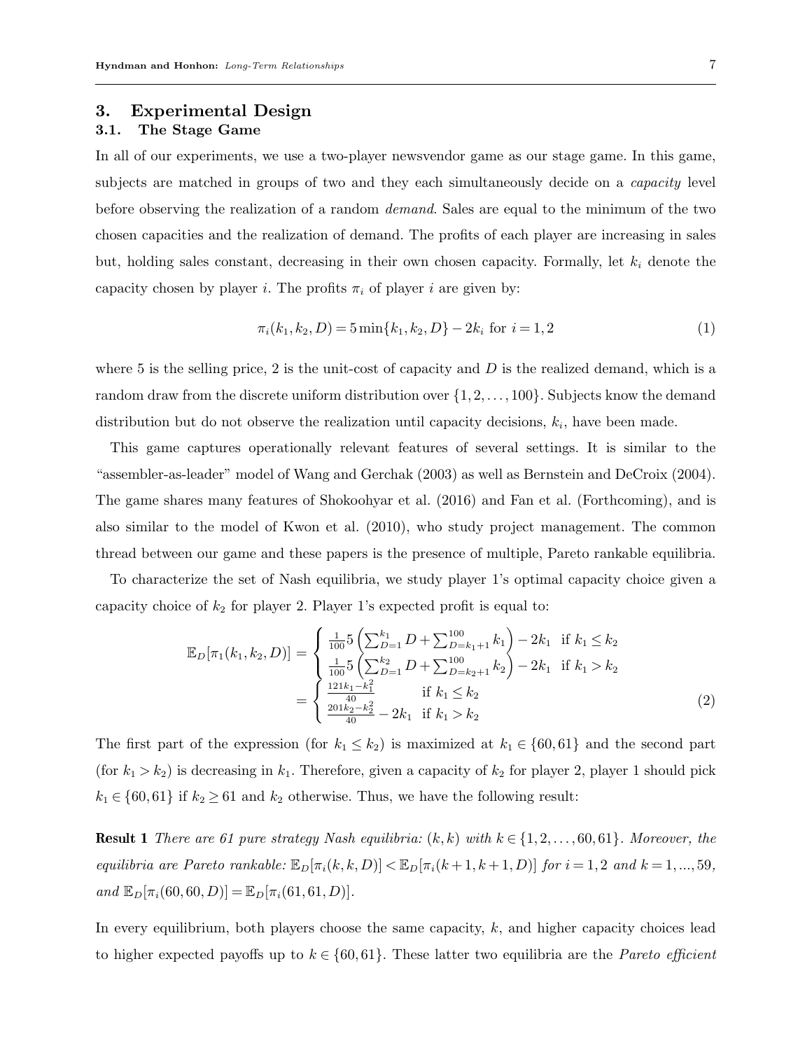## 3. Experimental Design

### 3.1. The Stage Game

In all of our experiments, we use a two-player newsvendor game as our stage game. In this game, subjects are matched in groups of two and they each simultaneously decide on a *capacity* level before observing the realization of a random *demand*. Sales are equal to the minimum of the two chosen capacities and the realization of demand. The profits of each player are increasing in sales but, holding sales constant, decreasing in their own chosen capacity. Formally, let $k_i$ denote the capacity chosen by player $i$. The profits $\pi_i$ of player $i$ are given by:

$$\pi_i(k_1, k_2, D) = 5\min\{k_1, k_2, D\} - 2k_i \text{ for } i = 1, 2 \tag{1}$$

where 5 is the selling price, 2 is the unit-cost of capacity and $D$ is the realized demand, which is a random draw from the discrete uniform distribution over $\{1, 2, \ldots, 100\}$. Subjects know the demand distribution but do not observe the realization until capacity decisions, $k_i$, have been made.

This game captures operationally relevant features of several settings. It is similar to the "assembler-as-leader" model of Wang and Gerchak (2003) as well as Bernstein and DeCroix (2004). The game shares many features of Shokoohyar et al. (2016) and Fan et al. (Forthcoming), and is also similar to the model of Kwon et al. (2010), who study project management. The common thread between our game and these papers is the presence of multiple, Pareto rankable equilibria.

To characterize the set of Nash equilibria, we study player 1's optimal capacity choice given a capacity choice of $k_2$ for player 2. Player 1's expected profit is equal to:

$$\begin{aligned}
\mathbb{E}_D[\pi_1(k_1, k_2, D)] &= \begin{cases} \frac{1}{100} 5 \left( \sum_{D=1}^{k_1} D + \sum_{D=k_1+1}^{100} k_1 \right) - 2k_1 & \text{if } k_1 \leq k_2 \\ \frac{1}{100} 5 \left( \sum_{D=1}^{k_2} D + \sum_{D=k_2+1}^{100} k_2 \right) - 2k_1 & \text{if } k_1 > k_2 \end{cases} \\
&= \begin{cases} \frac{121k_1 - k_1^2}{40} & \text{if } k_1 \leq k_2 \\ \frac{201k_2 - k_2^2}{40} - 2k_1 & \text{if } k_1 > k_2 \end{cases}
\end{aligned} \tag{2}$$

The first part of the expression (for $k_1 \leq k_2$) is maximized at $k_1 \in \{60, 61\}$ and the second part (for $k_1 > k_2$) is decreasing in $k_1$. Therefore, given a capacity of $k_2$ for player 2, player 1 should pick $k_1 \in \{60, 61\}$ if $k_2 \geq 61$ and $k_2$ otherwise. Thus, we have the following result:

**Result 1** *There are 61 pure strategy Nash equilibria: $(k, k)$ with $k \in \{1, 2, \ldots, 60, 61\}$. Moreover, the equilibria are Pareto rankable: $\mathbb{E}_D[\pi_i(k, k, D)] < \mathbb{E}_D[\pi_i(k+1, k+1, D)]$ for $i = 1, 2$ and $k = 1, ..., 59$, and $\mathbb{E}_D[\pi_i(60, 60, D)] = \mathbb{E}_D[\pi_i(61, 61, D)]$.*

In every equilibrium, both players choose the same capacity, $k$, and higher capacity choices lead to higher expected payoffs up to $k \in \{60, 61\}$. These latter two equilibria are the *Pareto efficient*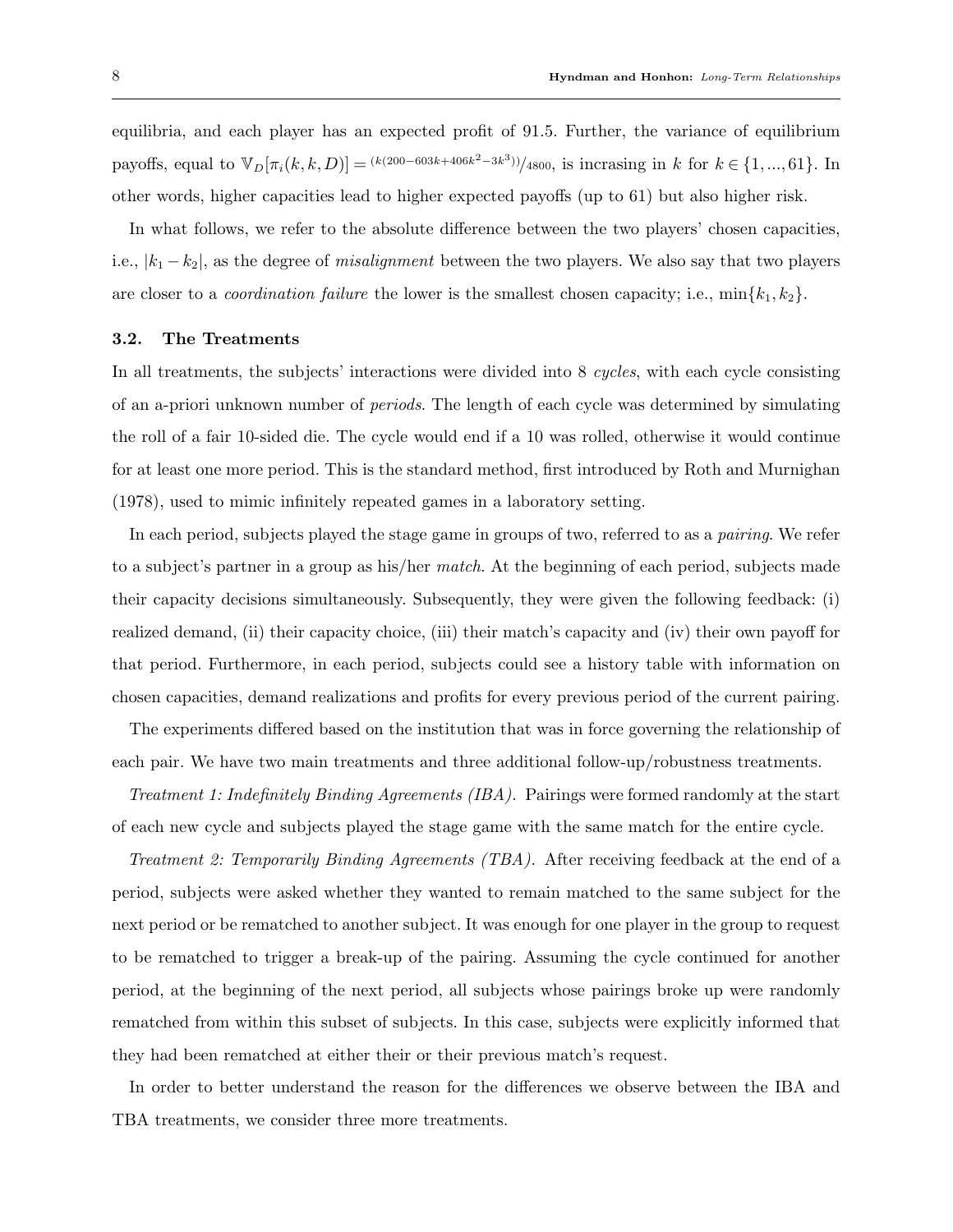equilibria, and each player has an expected profit of 91.5. Further, the variance of equilibrium payoffs, equal to $\mathbb{V}_D[\pi_i(k,k,D)] = {}^{(k(200-603k+406k^2-3k^3))}/_{4800}$, is incrasing in $k$ for $k \in \{1,...,61\}$. In other words, higher capacities lead to higher expected payoffs (up to 61) but also higher risk.

In what follows, we refer to the absolute difference between the two players' chosen capacities, i.e., $|k_1 - k_2|$, as the degree of *misalignment* between the two players. We also say that two players are closer to a *coordination failure* the lower is the smallest chosen capacity; i.e., $\min\{k_1, k_2\}$.

### 3.2. The Treatments

In all treatments, the subjects' interactions were divided into 8 *cycles*, with each cycle consisting of an a-priori unknown number of *periods*. The length of each cycle was determined by simulating the roll of a fair 10-sided die. The cycle would end if a 10 was rolled, otherwise it would continue for at least one more period. This is the standard method, first introduced by Roth and Murnighan (1978), used to mimic infinitely repeated games in a laboratory setting.

In each period, subjects played the stage game in groups of two, referred to as a *pairing*. We refer to a subject's partner in a group as his/her *match*. At the beginning of each period, subjects made their capacity decisions simultaneously. Subsequently, they were given the following feedback: (i) realized demand, (ii) their capacity choice, (iii) their match's capacity and (iv) their own payoff for that period. Furthermore, in each period, subjects could see a history table with information on chosen capacities, demand realizations and profits for every previous period of the current pairing.

The experiments differed based on the institution that was in force governing the relationship of each pair. We have two main treatments and three additional follow-up/robustness treatments.

*Treatment 1: Indefinitely Binding Agreements (IBA).* Pairings were formed randomly at the start of each new cycle and subjects played the stage game with the same match for the entire cycle.

*Treatment 2: Temporarily Binding Agreements (TBA).* After receiving feedback at the end of a period, subjects were asked whether they wanted to remain matched to the same subject for the next period or be rematched to another subject. It was enough for one player in the group to request to be rematched to trigger a break-up of the pairing. Assuming the cycle continued for another period, at the beginning of the next period, all subjects whose pairings broke up were randomly rematched from within this subset of subjects. In this case, subjects were explicitly informed that they had been rematched at either their or their previous match's request.

In order to better understand the reason for the differences we observe between the IBA and TBA treatments, we consider three more treatments.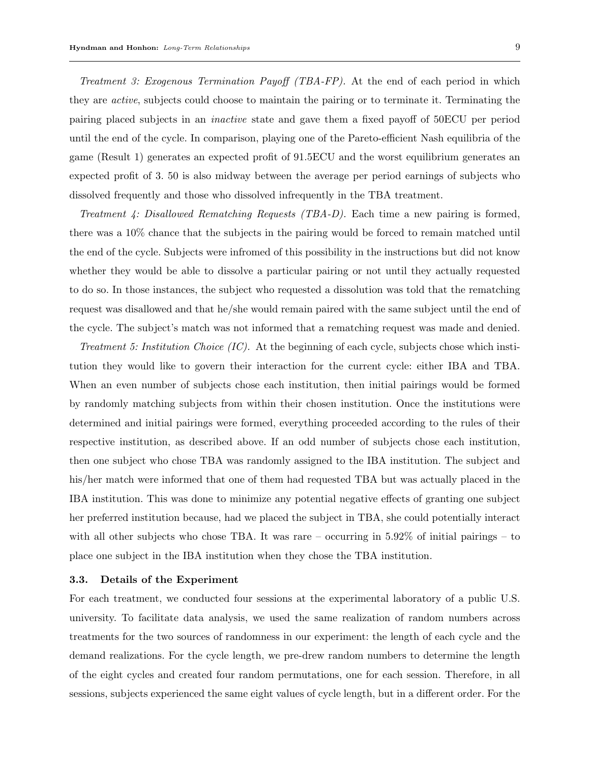*Treatment 3: Exogenous Termination Payoff (TBA-FP).* At the end of each period in which they are *active*, subjects could choose to maintain the pairing or to terminate it. Terminating the pairing placed subjects in an *inactive* state and gave them a fixed payoff of 50ECU per period until the end of the cycle. In comparison, playing one of the Pareto-efficient Nash equilibria of the game (Result 1) generates an expected profit of 91.5ECU and the worst equilibrium generates an expected profit of 3. 50 is also midway between the average per period earnings of subjects who dissolved frequently and those who dissolved infrequently in the TBA treatment.

*Treatment 4: Disallowed Rematching Requests (TBA-D).* Each time a new pairing is formed, there was a 10% chance that the subjects in the pairing would be forced to remain matched until the end of the cycle. Subjects were infromed of this possibility in the instructions but did not know whether they would be able to dissolve a particular pairing or not until they actually requested to do so. In those instances, the subject who requested a dissolution was told that the rematching request was disallowed and that he/she would remain paired with the same subject until the end of the cycle. The subject's match was not informed that a rematching request was made and denied.

*Treatment 5: Institution Choice (IC).* At the beginning of each cycle, subjects chose which institution they would like to govern their interaction for the current cycle: either IBA and TBA. When an even number of subjects chose each institution, then initial pairings would be formed by randomly matching subjects from within their chosen institution. Once the institutions were determined and initial pairings were formed, everything proceeded according to the rules of their respective institution, as described above. If an odd number of subjects chose each institution, then one subject who chose TBA was randomly assigned to the IBA institution. The subject and his/her match were informed that one of them had requested TBA but was actually placed in the IBA institution. This was done to minimize any potential negative effects of granting one subject her preferred institution because, had we placed the subject in TBA, she could potentially interact with all other subjects who chose TBA. It was rare – occurring in 5.92% of initial pairings – to place one subject in the IBA institution when they chose the TBA institution.

### 3.3. Details of the Experiment

For each treatment, we conducted four sessions at the experimental laboratory of a public U.S. university. To facilitate data analysis, we used the same realization of random numbers across treatments for the two sources of randomness in our experiment: the length of each cycle and the demand realizations. For the cycle length, we pre-drew random numbers to determine the length of the eight cycles and created four random permutations, one for each session. Therefore, in all sessions, subjects experienced the same eight values of cycle length, but in a different order. For the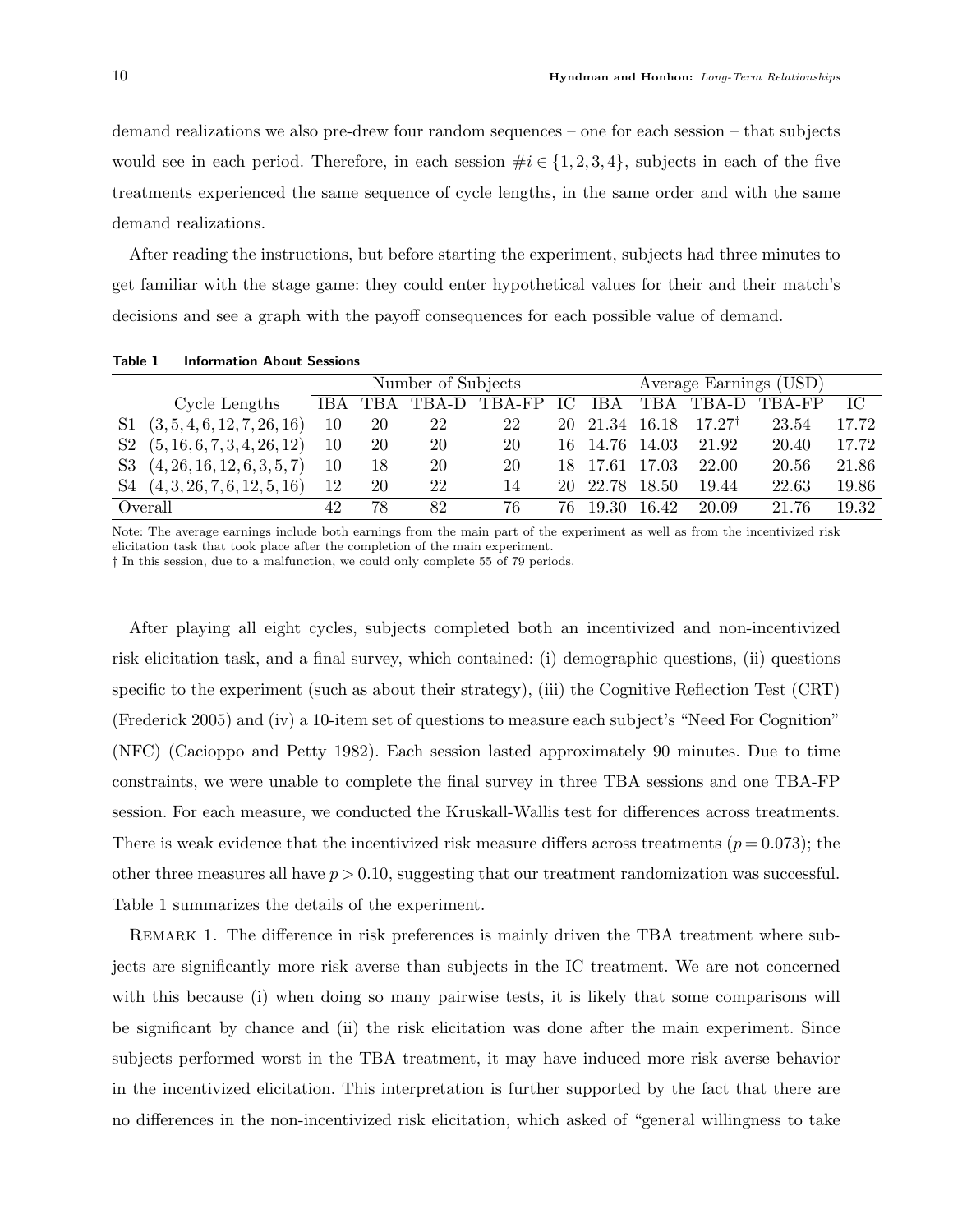demand realizations we also pre-drew four random sequences – one for each session – that subjects would see in each period. Therefore, in each session $\#i \in \{1,2,3,4\}$, subjects in each of the five treatments experienced the same sequence of cycle lengths, in the same order and with the same demand realizations.

After reading the instructions, but before starting the experiment, subjects had three minutes to get familiar with the stage game: they could enter hypothetical values for their and their match's decisions and see a graph with the payoff consequences for each possible value of demand.

**Table 1 Information About Sessions**

| | | Number of Subjects | | | | | Average Earnings (USD) | | | | |
|---|---|---|---|---|---|---|---|---|---|---|---|
| | Cycle Lengths | IBA | TBA | TBA-D | TBA-FP | IC | IBA | TBA | TBA-D | TBA-FP | IC |
| S1 | $(3,5,4,6,12,7,26,16)$ | 10 | 20 | 22 | 22 | 20 | 21.34 | 16.18 | 17.27† | 23.54 | 17.72 |
| S2 | $(5,16,6,7,3,4,26,12)$ | 10 | 20 | 20 | 20 | 16 | 14.76 | 14.03 | 21.92 | 20.40 | 17.72 |
| S3 | $(4,26,16,12,6,3,5,7)$ | 10 | 18 | 20 | 20 | 18 | 17.61 | 17.03 | 22.00 | 20.56 | 21.86 |
| S4 | $(4,3,26,7,6,12,5,16)$ | 12 | 20 | 22 | 14 | 20 | 22.78 | 18.50 | 19.44 | 22.63 | 19.86 |
| Overall | | 42 | 78 | 82 | 76 | 76 | 19.30 | 16.42 | 20.09 | 21.76 | 19.32 |

Note: The average earnings include both earnings from the main part of the experiment as well as from the incentivized risk elicitation task that took place after the completion of the main experiment.
† In this session, due to a malfunction, we could only complete 55 of 79 periods.

After playing all eight cycles, subjects completed both an incentivized and non-incentivized risk elicitation task, and a final survey, which contained: (i) demographic questions, (ii) questions specific to the experiment (such as about their strategy), (iii) the Cognitive Reflection Test (CRT) (Frederick 2005) and (iv) a 10-item set of questions to measure each subject's "Need For Cognition" (NFC) (Cacioppo and Petty 1982). Each session lasted approximately 90 minutes. Due to time constraints, we were unable to complete the final survey in three TBA sessions and one TBA-FP session. For each measure, we conducted the Kruskall-Wallis test for differences across treatments. There is weak evidence that the incentivized risk measure differs across treatments ($p = 0.073$); the other three measures all have $p > 0.10$, suggesting that our treatment randomization was successful. Table 1 summarizes the details of the experiment.

Remark 1. The difference in risk preferences is mainly driven the TBA treatment where subjects are significantly more risk averse than subjects in the IC treatment. We are not concerned with this because (i) when doing so many pairwise tests, it is likely that some comparisons will be significant by chance and (ii) the risk elicitation was done after the main experiment. Since subjects performed worst in the TBA treatment, it may have induced more risk averse behavior in the incentivized elicitation. This interpretation is further supported by the fact that there are no differences in the non-incentivized risk elicitation, which asked of "general willingness to take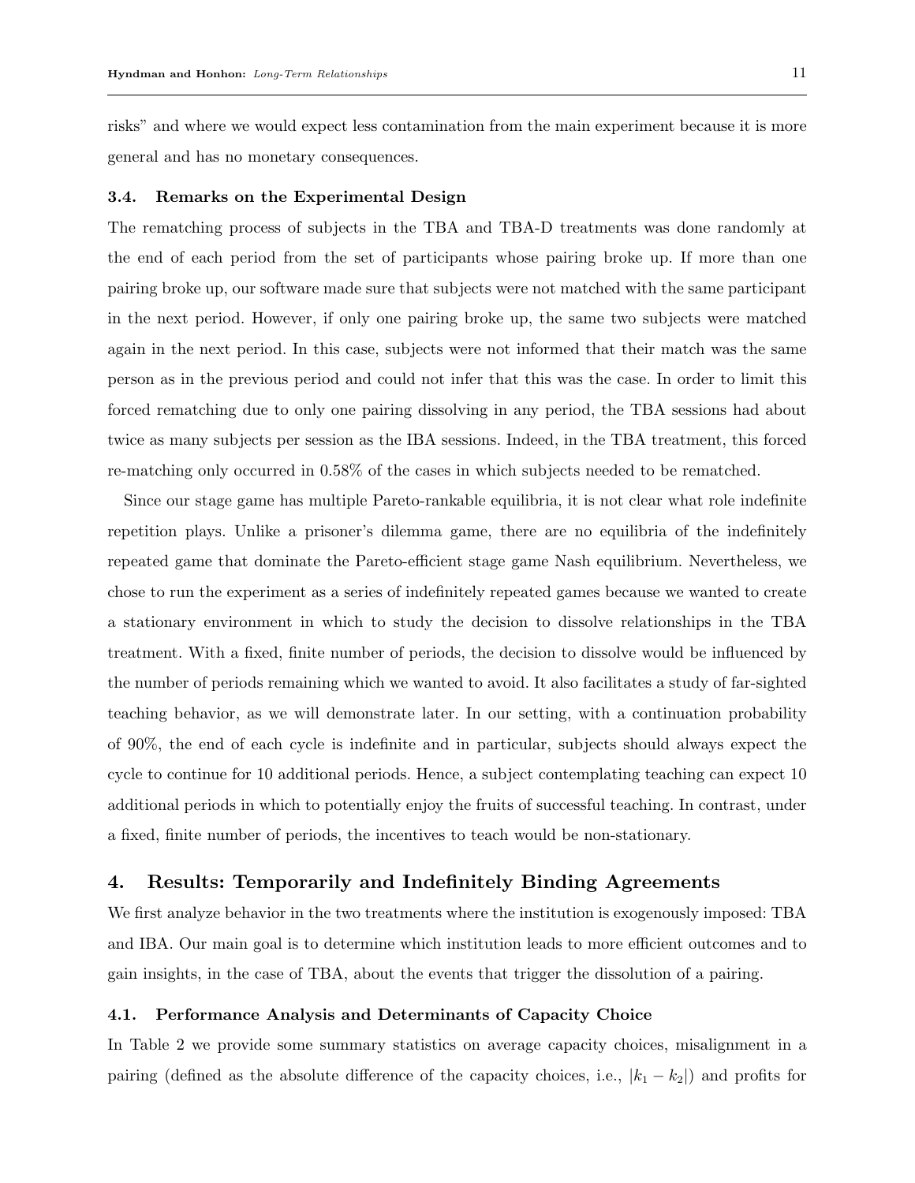risks" and where we would expect less contamination from the main experiment because it is more general and has no monetary consequences.

### 3.4. Remarks on the Experimental Design

The rematching process of subjects in the TBA and TBA-D treatments was done randomly at the end of each period from the set of participants whose pairing broke up. If more than one pairing broke up, our software made sure that subjects were not matched with the same participant in the next period. However, if only one pairing broke up, the same two subjects were matched again in the next period. In this case, subjects were not informed that their match was the same person as in the previous period and could not infer that this was the case. In order to limit this forced rematching due to only one pairing dissolving in any period, the TBA sessions had about twice as many subjects per session as the IBA sessions. Indeed, in the TBA treatment, this forced re-matching only occurred in 0.58% of the cases in which subjects needed to be rematched.

Since our stage game has multiple Pareto-rankable equilibria, it is not clear what role indefinite repetition plays. Unlike a prisoner's dilemma game, there are no equilibria of the indefinitely repeated game that dominate the Pareto-efficient stage game Nash equilibrium. Nevertheless, we chose to run the experiment as a series of indefinitely repeated games because we wanted to create a stationary environment in which to study the decision to dissolve relationships in the TBA treatment. With a fixed, finite number of periods, the decision to dissolve would be influenced by the number of periods remaining which we wanted to avoid. It also facilitates a study of far-sighted teaching behavior, as we will demonstrate later. In our setting, with a continuation probability of 90%, the end of each cycle is indefinite and in particular, subjects should always expect the cycle to continue for 10 additional periods. Hence, a subject contemplating teaching can expect 10 additional periods in which to potentially enjoy the fruits of successful teaching. In contrast, under a fixed, finite number of periods, the incentives to teach would be non-stationary.

## 4. Results: Temporarily and Indefinitely Binding Agreements

We first analyze behavior in the two treatments where the institution is exogenously imposed: TBA and IBA. Our main goal is to determine which institution leads to more efficient outcomes and to gain insights, in the case of TBA, about the events that trigger the dissolution of a pairing.

### 4.1. Performance Analysis and Determinants of Capacity Choice

In Table 2 we provide some summary statistics on average capacity choices, misalignment in a pairing (defined as the absolute difference of the capacity choices, i.e., $|k_1 - k_2|$) and profits for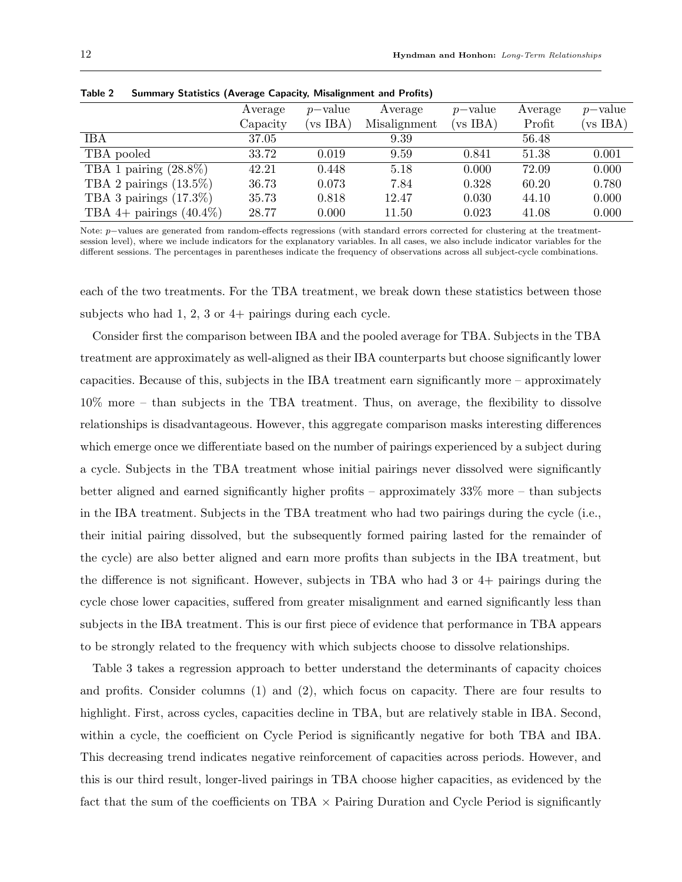**Table 2 Summary Statistics (Average Capacity, Misalignment and Profits)**

| | Average Capacity | $p-$value (vs IBA) | Average Misalignment | $p-$value (vs IBA) | Average Profit | $p-$value (vs IBA) |
|---|---|---|---|---|---|---|
| IBA | 37.05 | | 9.39 | | 56.48 | |
| TBA pooled | 33.72 | 0.019 | 9.59 | 0.841 | 51.38 | 0.001 |
| TBA 1 pairing (28.8%) | 42.21 | 0.448 | 5.18 | 0.000 | 72.09 | 0.000 |
| TBA 2 pairings (13.5%) | 36.73 | 0.073 | 7.84 | 0.328 | 60.20 | 0.780 |
| TBA 3 pairings (17.3%) | 35.73 | 0.818 | 12.47 | 0.030 | 44.10 | 0.000 |
| TBA 4+ pairings (40.4%) | 28.77 | 0.000 | 11.50 | 0.023 | 41.08 | 0.000 |

Note: $p-$values are generated from random-effects regressions (with standard errors corrected for clustering at the treatment-session level), where we include indicators for the explanatory variables. In all cases, we also include indicator variables for the different sessions. The percentages in parentheses indicate the frequency of observations across all subject-cycle combinations.

each of the two treatments. For the TBA treatment, we break down these statistics between those subjects who had 1, 2, 3 or 4+ pairings during each cycle.

Consider first the comparison between IBA and the pooled average for TBA. Subjects in the TBA treatment are approximately as well-aligned as their IBA counterparts but choose significantly lower capacities. Because of this, subjects in the IBA treatment earn significantly more – approximately 10% more – than subjects in the TBA treatment. Thus, on average, the flexibility to dissolve relationships is disadvantageous. However, this aggregate comparison masks interesting differences which emerge once we differentiate based on the number of pairings experienced by a subject during a cycle. Subjects in the TBA treatment whose initial pairings never dissolved were significantly better aligned and earned significantly higher profits – approximately 33% more – than subjects in the IBA treatment. Subjects in the TBA treatment who had two pairings during the cycle (i.e., their initial pairing dissolved, but the subsequently formed pairing lasted for the remainder of the cycle) are also better aligned and earn more profits than subjects in the IBA treatment, but the difference is not significant. However, subjects in TBA who had 3 or 4+ pairings during the cycle chose lower capacities, suffered from greater misalignment and earned significantly less than subjects in the IBA treatment. This is our first piece of evidence that performance in TBA appears to be strongly related to the frequency with which subjects choose to dissolve relationships.

Table 3 takes a regression approach to better understand the determinants of capacity choices and profits. Consider columns (1) and (2), which focus on capacity. There are four results to highlight. First, across cycles, capacities decline in TBA, but are relatively stable in IBA. Second, within a cycle, the coefficient on Cycle Period is significantly negative for both TBA and IBA. This decreasing trend indicates negative reinforcement of capacities across periods. However, and this is our third result, longer-lived pairings in TBA choose higher capacities, as evidenced by the fact that the sum of the coefficients on TBA $\times$ Pairing Duration and Cycle Period is significantly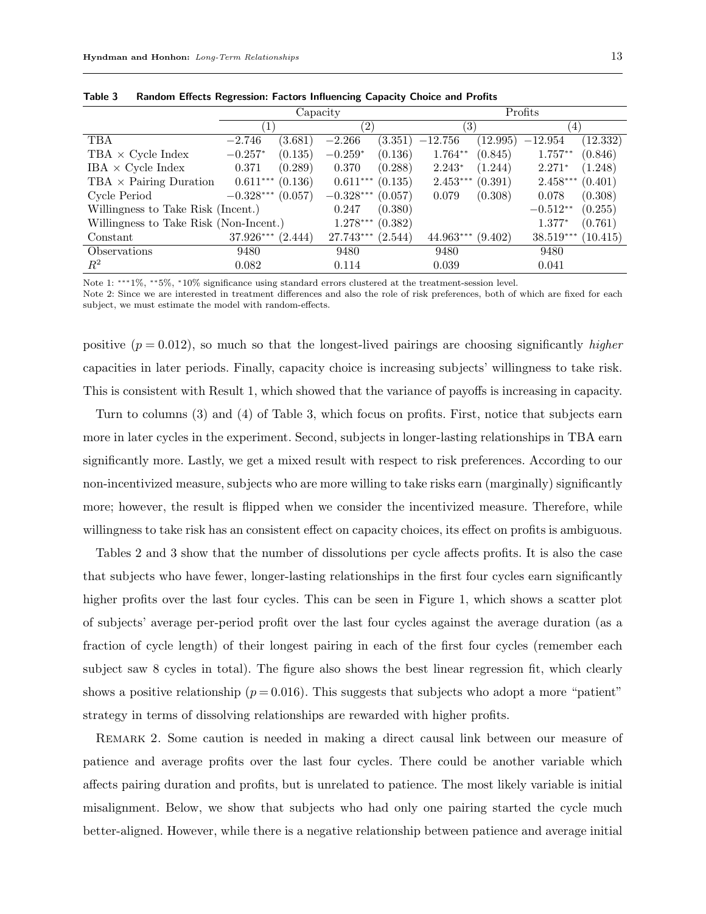**Table 3 Random Effects Regression: Factors Influencing Capacity Choice and Profits**

| | Capacity | | | | Profits | | | |
|---|---|---|---|---|---|---|---|---|
| | (1) | | (2) | | (3) | | (4) | |
| TBA | $-2.746$ | (3.681) | $-2.266$ | (3.351) | $-12.756$ | (12.995) | $-12.954$ | (12.332) |
| TBA × Cycle Index | $-0.257^{*}$ | (0.135) | $-0.259^{*}$ | (0.136) | $1.764^{**}$ | (0.845) | $1.757^{**}$ | (0.846) |
| IBA × Cycle Index | 0.371 | (0.289) | 0.370 | (0.288) | $2.243^{*}$ | (1.244) | $2.271^{*}$ | (1.248) |
| TBA × Pairing Duration | $0.611^{***}$ | (0.136) | $0.611^{***}$ | (0.135) | $2.453^{***}$ | (0.391) | $2.458^{***}$ | (0.401) |
| Cycle Period | $-0.328^{***}$ | (0.057) | $-0.328^{***}$ | (0.057) | 0.079 | (0.308) | 0.078 | (0.308) |
| Willingness to Take Risk (Incent.) | | | 0.247 | (0.380) | | | $-0.512^{**}$ | (0.255) |
| Willingness to Take Risk (Non-Incent.) | | | $1.278^{***}$ | (0.382) | | | $1.377^{*}$ | (0.761) |
| Constant | $37.926^{***}$ | (2.444) | $27.743^{***}$ | (2.544) | $44.963^{***}$ | (9.402) | $38.519^{***}$ | (10.415) |
| Observations | 9480 | | 9480 | | 9480 | | 9480 | |
| $R^2$ | 0.082 | | 0.114 | | 0.039 | | 0.041 | |

Note 1: $^{***}$1%, $^{**}$5%, $^{*}$10% significance using standard errors clustered at the treatment-session level.
Note 2: Since we are interested in treatment differences and also the role of risk preferences, both of which are fixed for each subject, we must estimate the model with random-effects.

positive ($p = 0.012$), so much so that the longest-lived pairings are choosing significantly *higher* capacities in later periods. Finally, capacity choice is increasing subjects' willingness to take risk. This is consistent with Result 1, which showed that the variance of payoffs is increasing in capacity.

Turn to columns (3) and (4) of Table 3, which focus on profits. First, notice that subjects earn more in later cycles in the experiment. Second, subjects in longer-lasting relationships in TBA earn significantly more. Lastly, we get a mixed result with respect to risk preferences. According to our non-incentivized measure, subjects who are more willing to take risks earn (marginally) significantly more; however, the result is flipped when we consider the incentivized measure. Therefore, while willingness to take risk has an consistent effect on capacity choices, its effect on profits is ambiguous.

Tables 2 and 3 show that the number of dissolutions per cycle affects profits. It is also the case that subjects who have fewer, longer-lasting relationships in the first four cycles earn significantly higher profits over the last four cycles. This can be seen in Figure 1, which shows a scatter plot of subjects' average per-period profit over the last four cycles against the average duration (as a fraction of cycle length) of their longest pairing in each of the first four cycles (remember each subject saw 8 cycles in total). The figure also shows the best linear regression fit, which clearly shows a positive relationship ($p = 0.016$). This suggests that subjects who adopt a more "patient" strategy in terms of dissolving relationships are rewarded with higher profits.

Remark 2. Some caution is needed in making a direct causal link between our measure of patience and average profits over the last four cycles. There could be another variable which affects pairing duration and profits, but is unrelated to patience. The most likely variable is initial misalignment. Below, we show that subjects who had only one pairing started the cycle much better-aligned. However, while there is a negative relationship between patience and average initial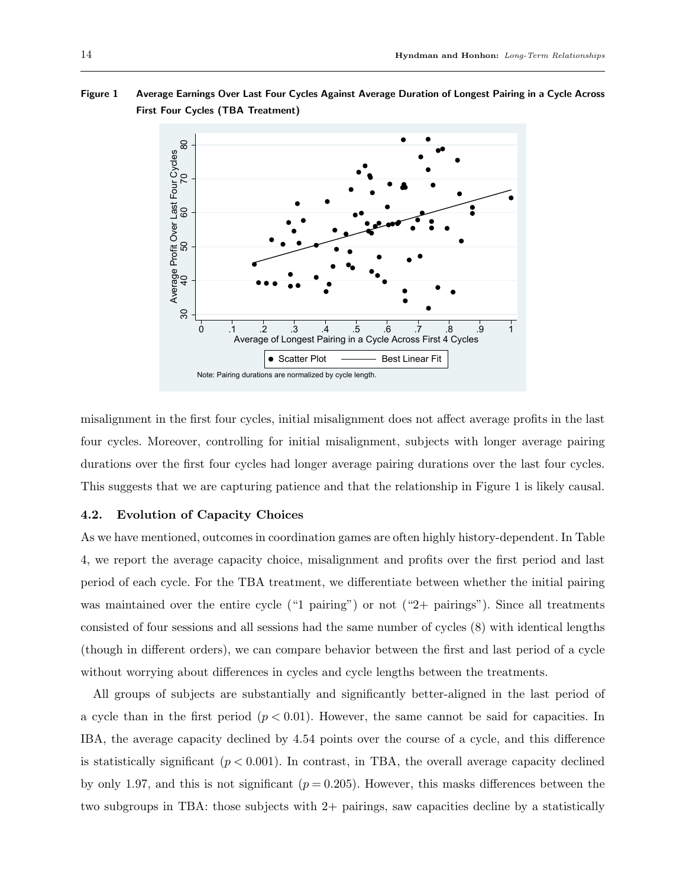**Figure 1** Average Earnings Over Last Four Cycles Against Average Duration of Longest Pairing in a Cycle Across First Four Cycles (TBA Treatment)

Note: Pairing durations are normalized by cycle length.

misalignment in the first four cycles, initial misalignment does not affect average profits in the last four cycles. Moreover, controlling for initial misalignment, subjects with longer average pairing durations over the first four cycles had longer average pairing durations over the last four cycles. This suggests that we are capturing patience and that the relationship in Figure 1 is likely causal.

### 4.2. Evolution of Capacity Choices

As we have mentioned, outcomes in coordination games are often highly history-dependent. In Table 4, we report the average capacity choice, misalignment and profits over the first period and last period of each cycle. For the TBA treatment, we differentiate between whether the initial pairing was maintained over the entire cycle ("1 pairing") or not ("2+ pairings"). Since all treatments consisted of four sessions and all sessions had the same number of cycles (8) with identical lengths (though in different orders), we can compare behavior between the first and last period of a cycle without worrying about differences in cycles and cycle lengths between the treatments.

All groups of subjects are substantially and significantly better-aligned in the last period of a cycle than in the first period ($p < 0.01$). However, the same cannot be said for capacities. In IBA, the average capacity declined by 4.54 points over the course of a cycle, and this difference is statistically significant ($p < 0.001$). In contrast, in TBA, the overall average capacity declined by only 1.97, and this is not significant ($p = 0.205$). However, this masks differences between the two subgroups in TBA: those subjects with 2+ pairings, saw capacities decline by a statistically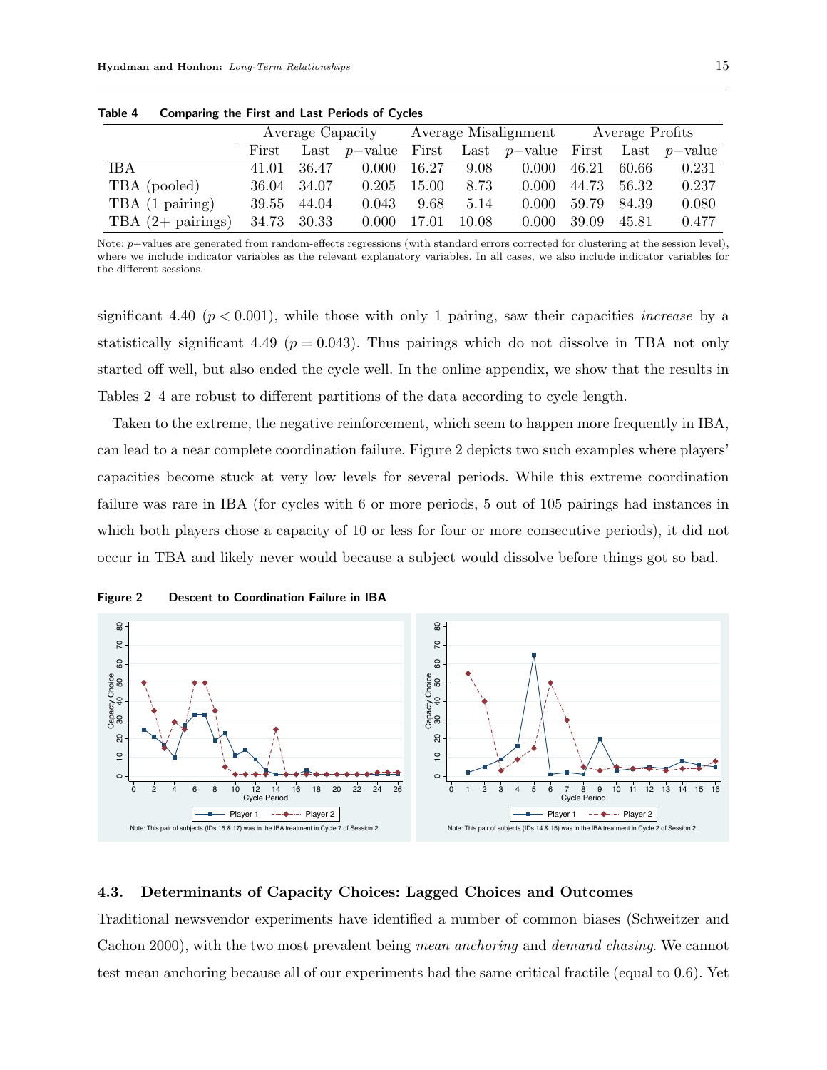**Table 4 Comparing the First and Last Periods of Cycles**

| | Average Capacity | | | Average Misalignment | | | Average Profits | | |
|---|---|---|---|---|---|---|---|---|---|
| | First | Last | $p$−value | First | Last | $p$−value | First | Last | $p$−value |
| IBA | 41.01 | 36.47 | 0.000 | 16.27 | 9.08 | 0.000 | 46.21 | 60.66 | 0.231 |
| TBA (pooled) | 36.04 | 34.07 | 0.205 | 15.00 | 8.73 | 0.000 | 44.73 | 56.32 | 0.237 |
| TBA (1 pairing) | 39.55 | 44.04 | 0.043 | 9.68 | 5.14 | 0.000 | 59.79 | 84.39 | 0.080 |
| TBA (2+ pairings) | 34.73 | 30.33 | 0.000 | 17.01 | 10.08 | 0.000 | 39.09 | 45.81 | 0.477 |

Note: $p$−values are generated from random-effects regressions (with standard errors corrected for clustering at the session level), where we include indicator variables as the relevant explanatory variables. In all cases, we also include indicator variables for the different sessions.

significant 4.40 ($p < 0.001$), while those with only 1 pairing, saw their capacities *increase* by a statistically significant 4.49 ($p = 0.043$). Thus pairings which do not dissolve in TBA not only started off well, but also ended the cycle well. In the online appendix, we show that the results in Tables 2–4 are robust to different partitions of the data according to cycle length.

Taken to the extreme, the negative reinforcement, which seem to happen more frequently in IBA, can lead to a near complete coordination failure. Figure 2 depicts two such examples where players' capacities become stuck at very low levels for several periods. While this extreme coordination failure was rare in IBA (for cycles with 6 or more periods, 5 out of 105 pairings had instances in which both players chose a capacity of 10 or less for four or more consecutive periods), it did not occur in TBA and likely never would because a subject would dissolve before things got so bad.

**Figure 2 Descent to Coordination Failure in IBA**

Note: This pair of subjects (IDs 16 & 17) was in the IBA treatment in Cycle 7 of Session 2.

Note: This pair of subjects (IDs 14 & 15) was in the IBA treatment in Cycle 2 of Session 2.

### 4.3. Determinants of Capacity Choices: Lagged Choices and Outcomes

Traditional newsvendor experiments have identified a number of common biases (Schweitzer and Cachon 2000), with the two most prevalent being *mean anchoring* and *demand chasing*. We cannot test mean anchoring because all of our experiments had the same critical fractile (equal to 0.6). Yet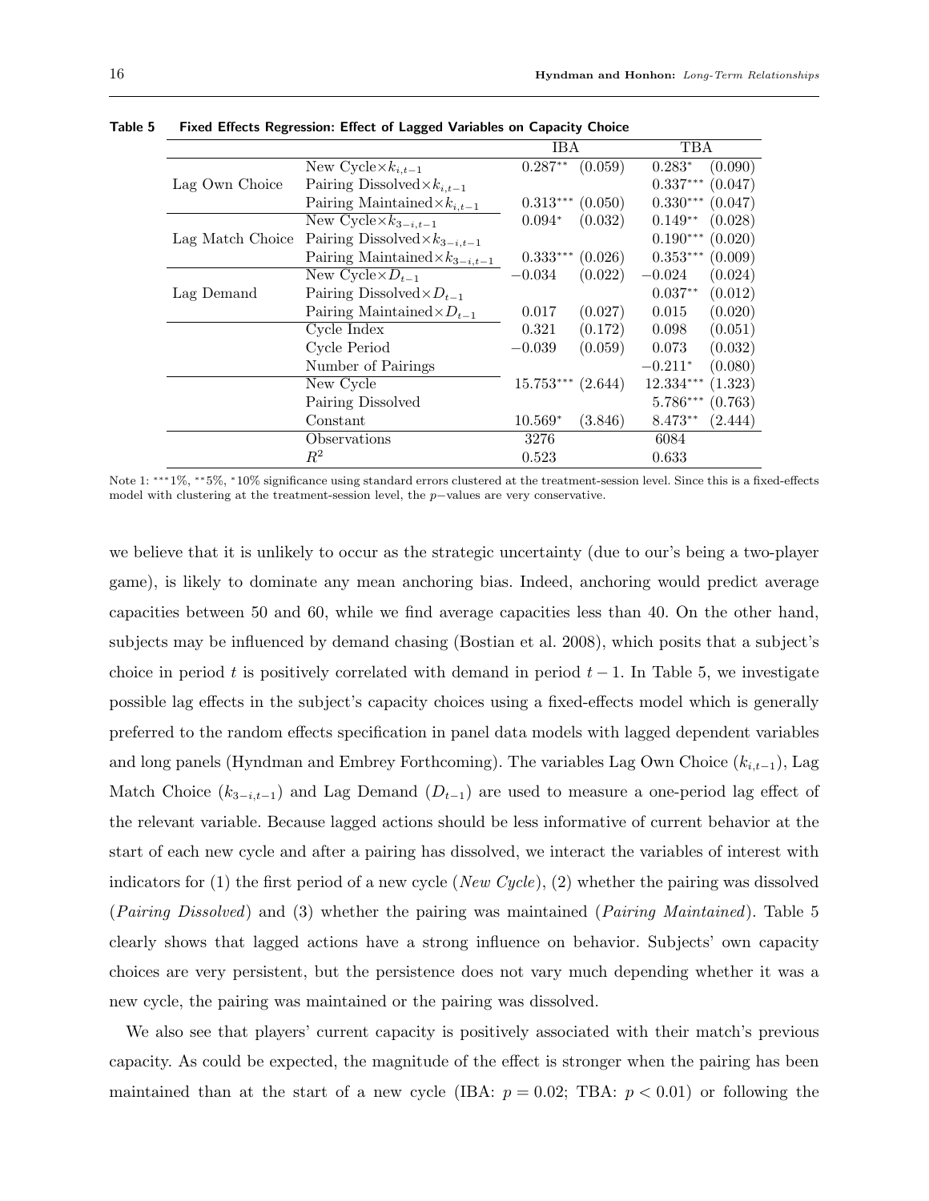**Table 5 Fixed Effects Regression: Effect of Lagged Variables on Capacity Choice**

| | | IBA | | TBA | |
|---|---|---|---|---|---|
| Lag Own Choice | New Cycle$\times k_{i,t-1}$ | $0.287^{**}$ | (0.059) | $0.283^{*}$ | (0.090) |
| | Pairing Dissolved$\times k_{i,t-1}$ | | | $0.337^{***}$ | (0.047) |
| | Pairing Maintained$\times k_{i,t-1}$ | $0.313^{***}$ | (0.050) | $0.330^{***}$ | (0.047) |
| Lag Match Choice | New Cycle$\times k_{3-i,t-1}$ | $0.094^{*}$ | (0.032) | $0.149^{**}$ | (0.028) |
| | Pairing Dissolved$\times k_{3-i,t-1}$ | | | $0.190^{***}$ | (0.020) |
| | Pairing Maintained$\times k_{3-i,t-1}$ | $0.333^{***}$ | (0.026) | $0.353^{***}$ | (0.009) |
| Lag Demand | New Cycle$\times D_{t-1}$ | $-0.034$ | (0.022) | $-0.024$ | (0.024) |
| | Pairing Dissolved$\times D_{t-1}$ | | | $0.037^{**}$ | (0.012) |
| | Pairing Maintained$\times D_{t-1}$ | 0.017 | (0.027) | 0.015 | (0.020) |
| | Cycle Index | 0.321 | (0.172) | 0.098 | (0.051) |
| | Cycle Period | $-0.039$ | (0.059) | 0.073 | (0.032) |
| | Number of Pairings | | | $-0.211^{*}$ | (0.080) |
| | New Cycle | $15.753^{***}$ | (2.644) | $12.334^{***}$ | (1.323) |
| | Pairing Dissolved | | | $5.786^{***}$ | (0.763) |
| | Constant | $10.569^{*}$ | (3.846) | $8.473^{**}$ | (2.444) |
| | Observations | 3276 | | 6084 | |
| | $R^2$ | 0.523 | | 0.633 | |

Note 1: $^{***}$1%, $^{**}$5%, $^{*}$10% significance using standard errors clustered at the treatment-session level. Since this is a fixed-effects model with clustering at the treatment-session level, the $p$−values are very conservative.

we believe that it is unlikely to occur as the strategic uncertainty (due to our's being a two-player game), is likely to dominate any mean anchoring bias. Indeed, anchoring would predict average capacities between 50 and 60, while we find average capacities less than 40. On the other hand, subjects may be influenced by demand chasing (Bostian et al. 2008), which posits that a subject's choice in period $t$ is positively correlated with demand in period $t-1$. In Table 5, we investigate possible lag effects in the subject's capacity choices using a fixed-effects model which is generally preferred to the random effects specification in panel data models with lagged dependent variables and long panels (Hyndman and Embrey Forthcoming). The variables Lag Own Choice ($k_{i,t-1}$), Lag Match Choice ($k_{3-i,t-1}$) and Lag Demand ($D_{t-1}$) are used to measure a one-period lag effect of the relevant variable. Because lagged actions should be less informative of current behavior at the start of each new cycle and after a pairing has dissolved, we interact the variables of interest with indicators for (1) the first period of a new cycle (*New Cycle*), (2) whether the pairing was dissolved (*Pairing Dissolved*) and (3) whether the pairing was maintained (*Pairing Maintained*). Table 5 clearly shows that lagged actions have a strong influence on behavior. Subjects' own capacity choices are very persistent, but the persistence does not vary much depending whether it was a new cycle, the pairing was maintained or the pairing was dissolved.

We also see that players' current capacity is positively associated with their match's previous capacity. As could be expected, the magnitude of the effect is stronger when the pairing has been maintained than at the start of a new cycle (IBA: $p = 0.02$; TBA: $p < 0.01$) or following the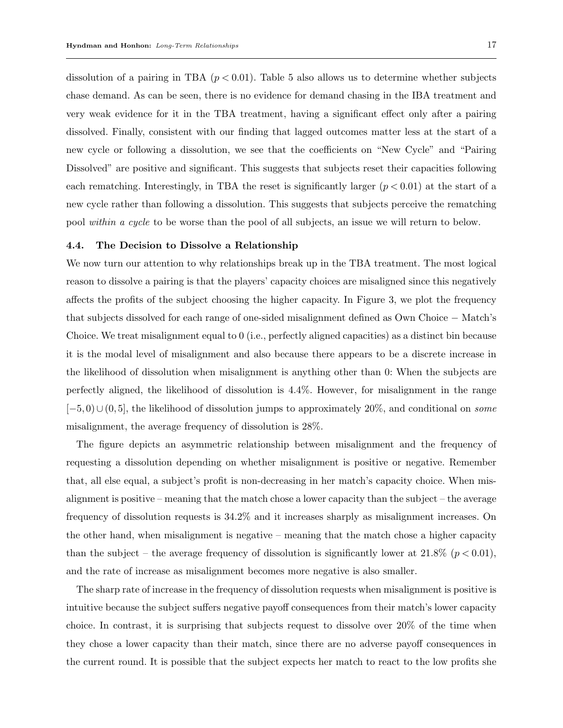dissolution of a pairing in TBA ($p < 0.01$). Table 5 also allows us to determine whether subjects chase demand. As can be seen, there is no evidence for demand chasing in the IBA treatment and very weak evidence for it in the TBA treatment, having a significant effect only after a pairing dissolved. Finally, consistent with our finding that lagged outcomes matter less at the start of a new cycle or following a dissolution, we see that the coefficients on "New Cycle" and "Pairing Dissolved" are positive and significant. This suggests that subjects reset their capacities following each rematching. Interestingly, in TBA the reset is significantly larger ($p < 0.01$) at the start of a new cycle rather than following a dissolution. This suggests that subjects perceive the rematching pool *within a cycle* to be worse than the pool of all subjects, an issue we will return to below.

### 4.4. The Decision to Dissolve a Relationship

We now turn our attention to why relationships break up in the TBA treatment. The most logical reason to dissolve a pairing is that the players' capacity choices are misaligned since this negatively affects the profits of the subject choosing the higher capacity. In Figure 3, we plot the frequency that subjects dissolved for each range of one-sided misalignment defined as Own Choice − Match's Choice. We treat misalignment equal to 0 (i.e., perfectly aligned capacities) as a distinct bin because it is the modal level of misalignment and also because there appears to be a discrete increase in the likelihood of dissolution when misalignment is anything other than 0: When the subjects are perfectly aligned, the likelihood of dissolution is 4.4%. However, for misalignment in the range $[-5, 0) \cup (0, 5]$, the likelihood of dissolution jumps to approximately 20%, and conditional on *some* misalignment, the average frequency of dissolution is 28%.

The figure depicts an asymmetric relationship between misalignment and the frequency of requesting a dissolution depending on whether misalignment is positive or negative. Remember that, all else equal, a subject's profit is non-decreasing in her match's capacity choice. When misalignment is positive – meaning that the match chose a lower capacity than the subject – the average frequency of dissolution requests is 34.2% and it increases sharply as misalignment increases. On the other hand, when misalignment is negative – meaning that the match chose a higher capacity than the subject – the average frequency of dissolution is significantly lower at 21.8% ($p < 0.01$), and the rate of increase as misalignment becomes more negative is also smaller.

The sharp rate of increase in the frequency of dissolution requests when misalignment is positive is intuitive because the subject suffers negative payoff consequences from their match's lower capacity choice. In contrast, it is surprising that subjects request to dissolve over 20% of the time when they chose a lower capacity than their match, since there are no adverse payoff consequences in the current round. It is possible that the subject expects her match to react to the low profits she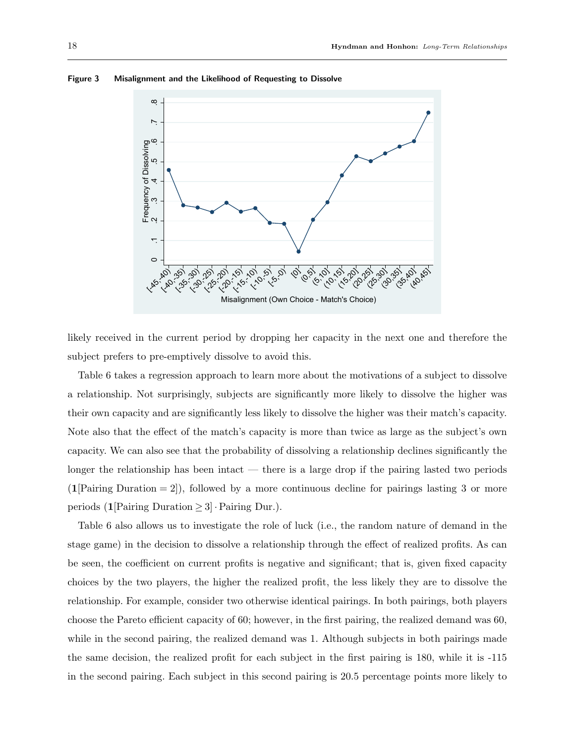**Figure 3 Misalignment and the Likelihood of Requesting to Dissolve**

likely received in the current period by dropping her capacity in the next one and therefore the subject prefers to pre-emptively dissolve to avoid this.

Table 6 takes a regression approach to learn more about the motivations of a subject to dissolve a relationship. Not surprisingly, subjects are significantly more likely to dissolve the higher was their own capacity and are significantly less likely to dissolve the higher was their match's capacity. Note also that the effect of the match's capacity is more than twice as large as the subject's own capacity. We can also see that the probability of dissolving a relationship declines significantly the longer the relationship has been intact — there is a large drop if the pairing lasted two periods ($\mathbf{1}[\text{Pairing Duration} = 2]$), followed by a more continuous decline for pairings lasting 3 or more periods ($\mathbf{1}[\text{Pairing Duration} \geq 3] \cdot \text{Pairing Dur.}$).

Table 6 also allows us to investigate the role of luck (i.e., the random nature of demand in the stage game) in the decision to dissolve a relationship through the effect of realized profits. As can be seen, the coefficient on current profits is negative and significant; that is, given fixed capacity choices by the two players, the higher the realized profit, the less likely they are to dissolve the relationship. For example, consider two otherwise identical pairings. In both pairings, both players choose the Pareto efficient capacity of 60; however, in the first pairing, the realized demand was 60, while in the second pairing, the realized demand was 1. Although subjects in both pairings made the same decision, the realized profit for each subject in the first pairing is 180, while it is -115 in the second pairing. Each subject in this second pairing is 20.5 percentage points more likely to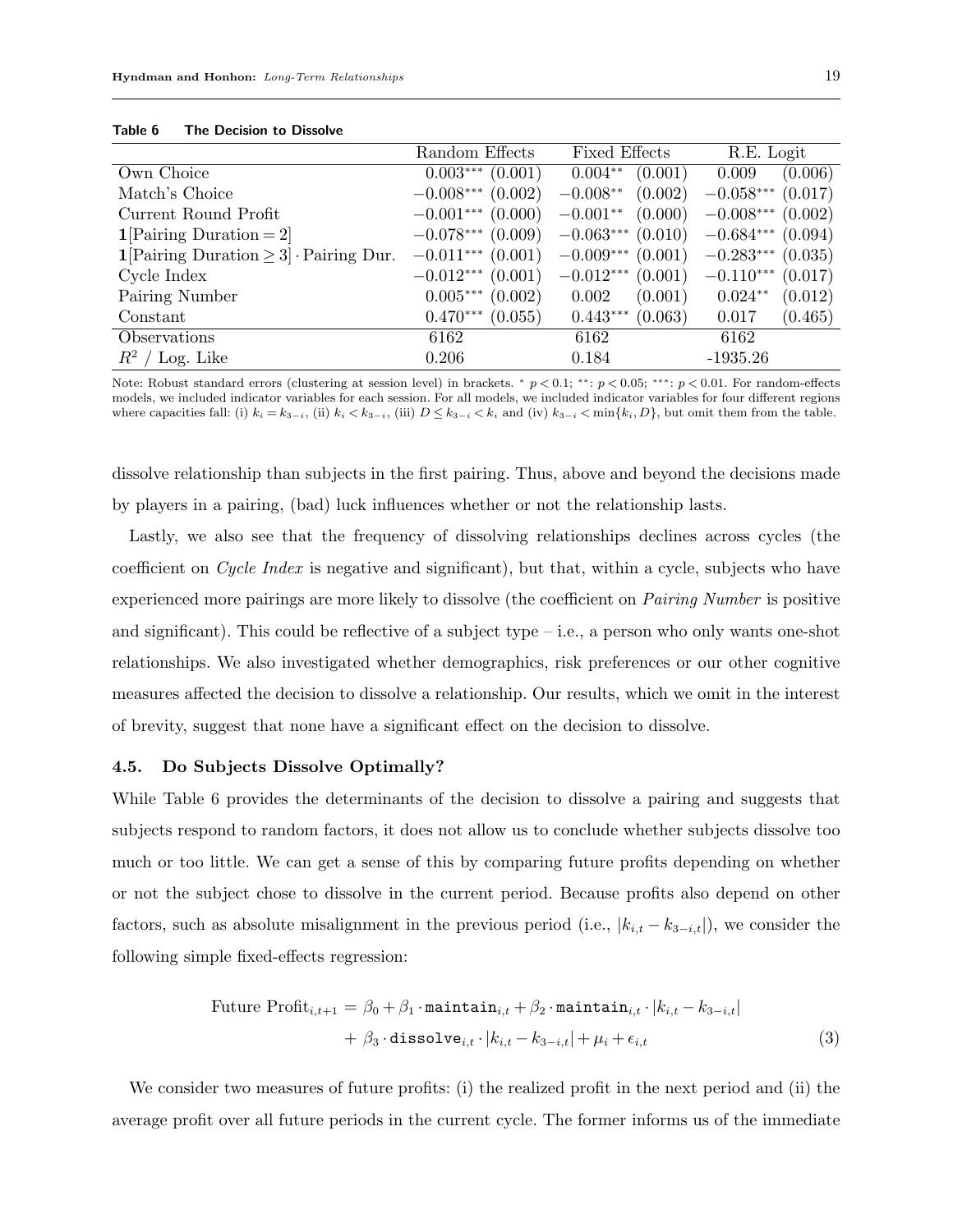**Table 6 The Decision to Dissolve**

| | Random Effects | | Fixed Effects | | R.E. Logit | |
|---|---|---|---|---|---|---|
| Own Choice | $0.003^{***}$ | (0.001) | $0.004^{**}$ | (0.001) | 0.009 | (0.006) |
| Match's Choice | $-0.008^{***}$ | (0.002) | $-0.008^{**}$ | (0.002) | $-0.058^{***}$ | (0.017) |
| Current Round Profit | $-0.001^{***}$ | (0.000) | $-0.001^{**}$ | (0.000) | $-0.008^{***}$ | (0.002) |
| $\mathbf{1}[\text{Pairing Duration} = 2]$ | $-0.078^{***}$ | (0.009) | $-0.063^{***}$ | (0.010) | $-0.684^{***}$ | (0.094) |
| $\mathbf{1}[\text{Pairing Duration} \geq 3] \cdot \text{Pairing Dur.}$ | $-0.011^{***}$ | (0.001) | $-0.009^{***}$ | (0.001) | $-0.283^{***}$ | (0.035) |
| Cycle Index | $-0.012^{***}$ | (0.001) | $-0.012^{***}$ | (0.001) | $-0.110^{***}$ | (0.017) |
| Pairing Number | $0.005^{***}$ | (0.002) | 0.002 | (0.001) | $0.024^{**}$ | (0.012) |
| Constant | $0.470^{***}$ | (0.055) | $0.443^{***}$ | (0.063) | 0.017 | (0.465) |
| Observations | 6162 | | 6162 | | 6162 | |
| $R^2$ / Log. Like | 0.206 | | 0.184 | | -1935.26 | |

Note: Robust standard errors (clustering at session level) in brackets. $^{*}$ $p < 0.1$; $^{**}$: $p < 0.05$; $^{***}$: $p < 0.01$. For random-effects models, we included indicator variables for each session. For all models, we included indicator variables for four different regions where capacities fall: (i) $k_i = k_{3-i}$, (ii) $k_i < k_{3-i}$, (iii) $D \leq k_{3-i} < k_i$ and (iv) $k_{3-i} < \min\{k_i, D\}$, but omit them from the table.

dissolve relationship than subjects in the first pairing. Thus, above and beyond the decisions made by players in a pairing, (bad) luck influences whether or not the relationship lasts.

Lastly, we also see that the frequency of dissolving relationships declines across cycles (the coefficient on *Cycle Index* is negative and significant), but that, within a cycle, subjects who have experienced more pairings are more likely to dissolve (the coefficient on *Pairing Number* is positive and significant). This could be reflective of a subject type – i.e., a person who only wants one-shot relationships. We also investigated whether demographics, risk preferences or our other cognitive measures affected the decision to dissolve a relationship. Our results, which we omit in the interest of brevity, suggest that none have a significant effect on the decision to dissolve.

### 4.5. Do Subjects Dissolve Optimally?

While Table 6 provides the determinants of the decision to dissolve a pairing and suggests that subjects respond to random factors, it does not allow us to conclude whether subjects dissolve too much or too little. We can get a sense of this by comparing future profits depending on whether or not the subject chose to dissolve in the current period. Because profits also depend on other factors, such as absolute misalignment in the previous period (i.e., $|k_{i,t} - k_{3-i,t}|$), we consider the following simple fixed-effects regression:

$$
\begin{aligned}
\text{Future Profit}_{i,t+1} = {} & \beta_0 + \beta_1 \cdot \texttt{maintain}_{i,t} + \beta_2 \cdot \texttt{maintain}_{i,t} \cdot |k_{i,t} - k_{3-i,t}| \\
& + \beta_3 \cdot \texttt{dissolve}_{i,t} \cdot |k_{i,t} - k_{3-i,t}| + \mu_i + \epsilon_{i,t} \qquad (3)
\end{aligned}
$$

We consider two measures of future profits: (i) the realized profit in the next period and (ii) the average profit over all future periods in the current cycle. The former informs us of the immediate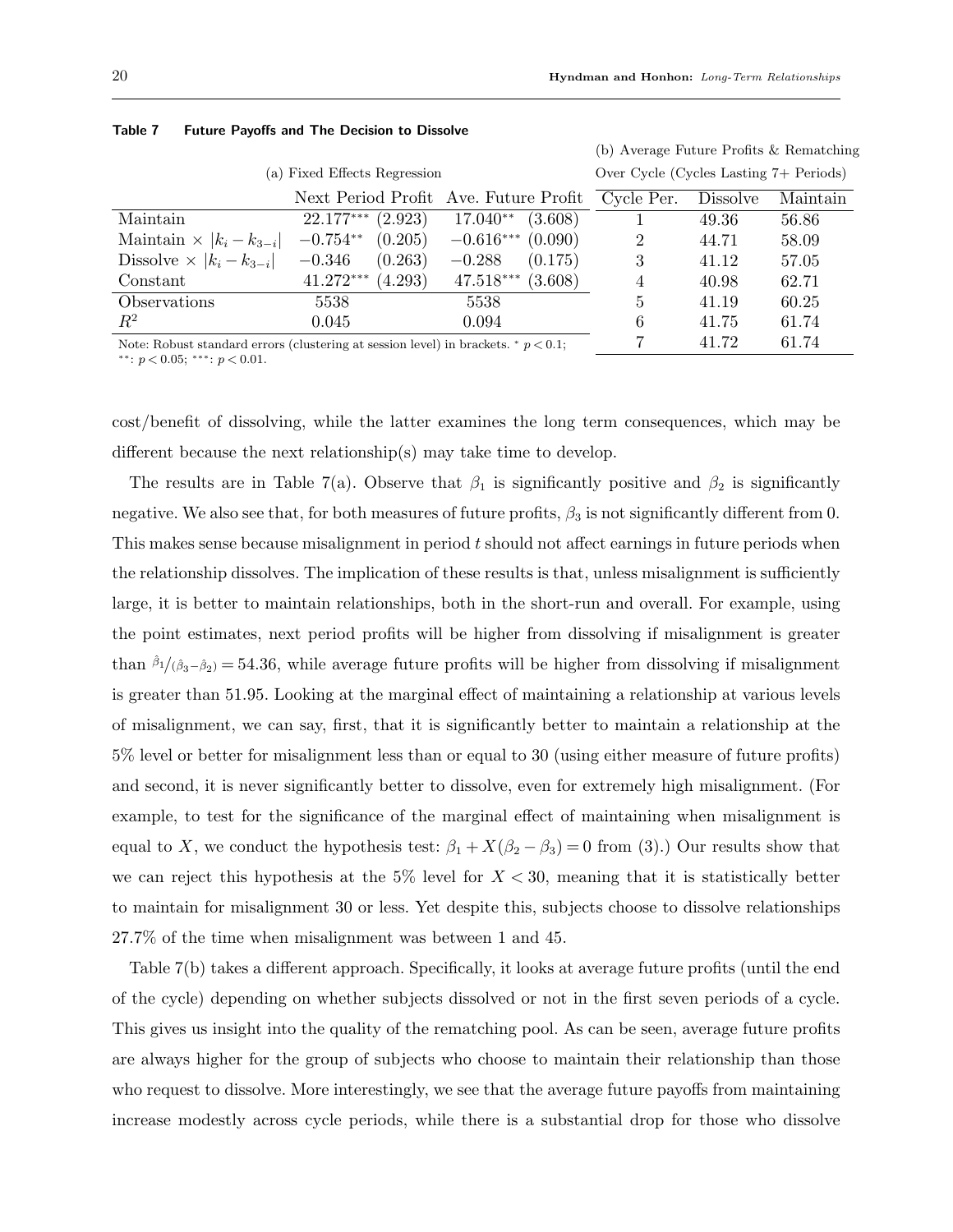**Table 7 Future Payoffs and The Decision to Dissolve**

(a) Fixed Effects Regression

| | Next Period Profit | | Ave. Future Profit | |
|---|---|---|---|---|
| Maintain | $22.177^{***}$ | (2.923) | $17.040^{**}$ | (3.608) |
| Maintain × $\|k_i - k_{3-i}\|$ | $-0.754^{**}$ | (0.205) | $-0.616^{***}$ | (0.090) |
| Dissolve × $\|k_i - k_{3-i}\|$ | $-0.346$ | (0.263) | $-0.288$ | (0.175) |
| Constant | $41.272^{***}$ | (4.293) | $47.518^{***}$ | (3.608) |
| Observations | 5538 | | 5538 | |
| $R^2$ | 0.045 | | 0.094 | |

Note: Robust standard errors (clustering at session level) in brackets. $^{*}$ $p < 0.1$; $^{**}$: $p < 0.05$; $^{***}$: $p < 0.01$.

(b) Average Future Profits & Rematching Over Cycle (Cycles Lasting 7+ Periods)

| Cycle Per. | Dissolve | Maintain |
|---|---|---|
| 1 | 49.36 | 56.86 |
| 2 | 44.71 | 58.09 |
| 3 | 41.12 | 57.05 |
| 4 | 40.98 | 62.71 |
| 5 | 41.19 | 60.25 |
| 6 | 41.75 | 61.74 |
| 7 | 41.72 | 61.74 |

cost/benefit of dissolving, while the latter examines the long term consequences, which may be different because the next relationship(s) may take time to develop.

The results are in Table 7(a). Observe that $\beta_1$ is significantly positive and $\beta_2$ is significantly negative. We also see that, for both measures of future profits, $\beta_3$ is not significantly different from 0. This makes sense because misalignment in period $t$ should not affect earnings in future periods when the relationship dissolves. The implication of these results is that, unless misalignment is sufficiently large, it is better to maintain relationships, both in the short-run and overall. For example, using the point estimates, next period profits will be higher from dissolving if misalignment is greater than $\hat{\beta}_1/(\hat{\beta}_3 - \hat{\beta}_2) = 54.36$, while average future profits will be higher from dissolving if misalignment is greater than 51.95. Looking at the marginal effect of maintaining a relationship at various levels of misalignment, we can say, first, that it is significantly better to maintain a relationship at the 5% level or better for misalignment less than or equal to 30 (using either measure of future profits) and second, it is never significantly better to dissolve, even for extremely high misalignment. (For example, to test for the significance of the marginal effect of maintaining when misalignment is equal to $X$, we conduct the hypothesis test: $\beta_1 + X(\beta_2 - \beta_3) = 0$ from (3).) Our results show that we can reject this hypothesis at the 5% level for $X < 30$, meaning that it is statistically better to maintain for misalignment 30 or less. Yet despite this, subjects choose to dissolve relationships 27.7% of the time when misalignment was between 1 and 45.

Table 7(b) takes a different approach. Specifically, it looks at average future profits (until the end of the cycle) depending on whether subjects dissolved or not in the first seven periods of a cycle. This gives us insight into the quality of the rematching pool. As can be seen, average future profits are always higher for the group of subjects who choose to maintain their relationship than those who request to dissolve. More interestingly, we see that the average future payoffs from maintaining increase modestly across cycle periods, while there is a substantial drop for those who dissolve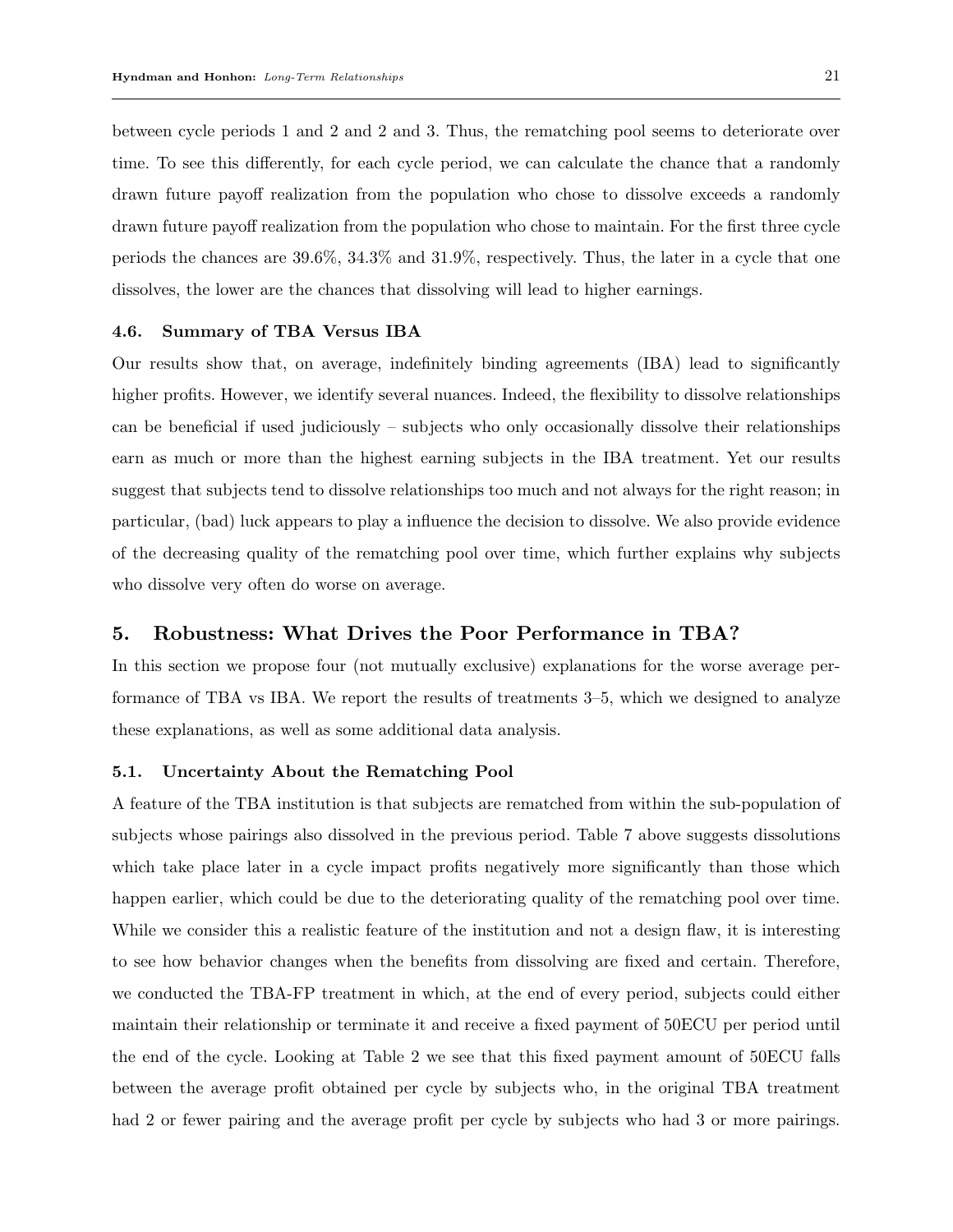between cycle periods 1 and 2 and 2 and 3. Thus, the rematching pool seems to deteriorate over time. To see this differently, for each cycle period, we can calculate the chance that a randomly drawn future payoff realization from the population who chose to dissolve exceeds a randomly drawn future payoff realization from the population who chose to maintain. For the first three cycle periods the chances are 39.6%, 34.3% and 31.9%, respectively. Thus, the later in a cycle that one dissolves, the lower are the chances that dissolving will lead to higher earnings.

### 4.6. Summary of TBA Versus IBA

Our results show that, on average, indefinitely binding agreements (IBA) lead to significantly higher profits. However, we identify several nuances. Indeed, the flexibility to dissolve relationships can be beneficial if used judiciously – subjects who only occasionally dissolve their relationships earn as much or more than the highest earning subjects in the IBA treatment. Yet our results suggest that subjects tend to dissolve relationships too much and not always for the right reason; in particular, (bad) luck appears to play a influence the decision to dissolve. We also provide evidence of the decreasing quality of the rematching pool over time, which further explains why subjects who dissolve very often do worse on average.

## 5. Robustness: What Drives the Poor Performance in TBA?

In this section we propose four (not mutually exclusive) explanations for the worse average performance of TBA vs IBA. We report the results of treatments 3–5, which we designed to analyze these explanations, as well as some additional data analysis.

### 5.1. Uncertainty About the Rematching Pool

A feature of the TBA institution is that subjects are rematched from within the sub-population of subjects whose pairings also dissolved in the previous period. Table 7 above suggests dissolutions which take place later in a cycle impact profits negatively more significantly than those which happen earlier, which could be due to the deteriorating quality of the rematching pool over time. While we consider this a realistic feature of the institution and not a design flaw, it is interesting to see how behavior changes when the benefits from dissolving are fixed and certain. Therefore, we conducted the TBA-FP treatment in which, at the end of every period, subjects could either maintain their relationship or terminate it and receive a fixed payment of 50ECU per period until the end of the cycle. Looking at Table 2 we see that this fixed payment amount of 50ECU falls between the average profit obtained per cycle by subjects who, in the original TBA treatment had 2 or fewer pairing and the average profit per cycle by subjects who had 3 or more pairings.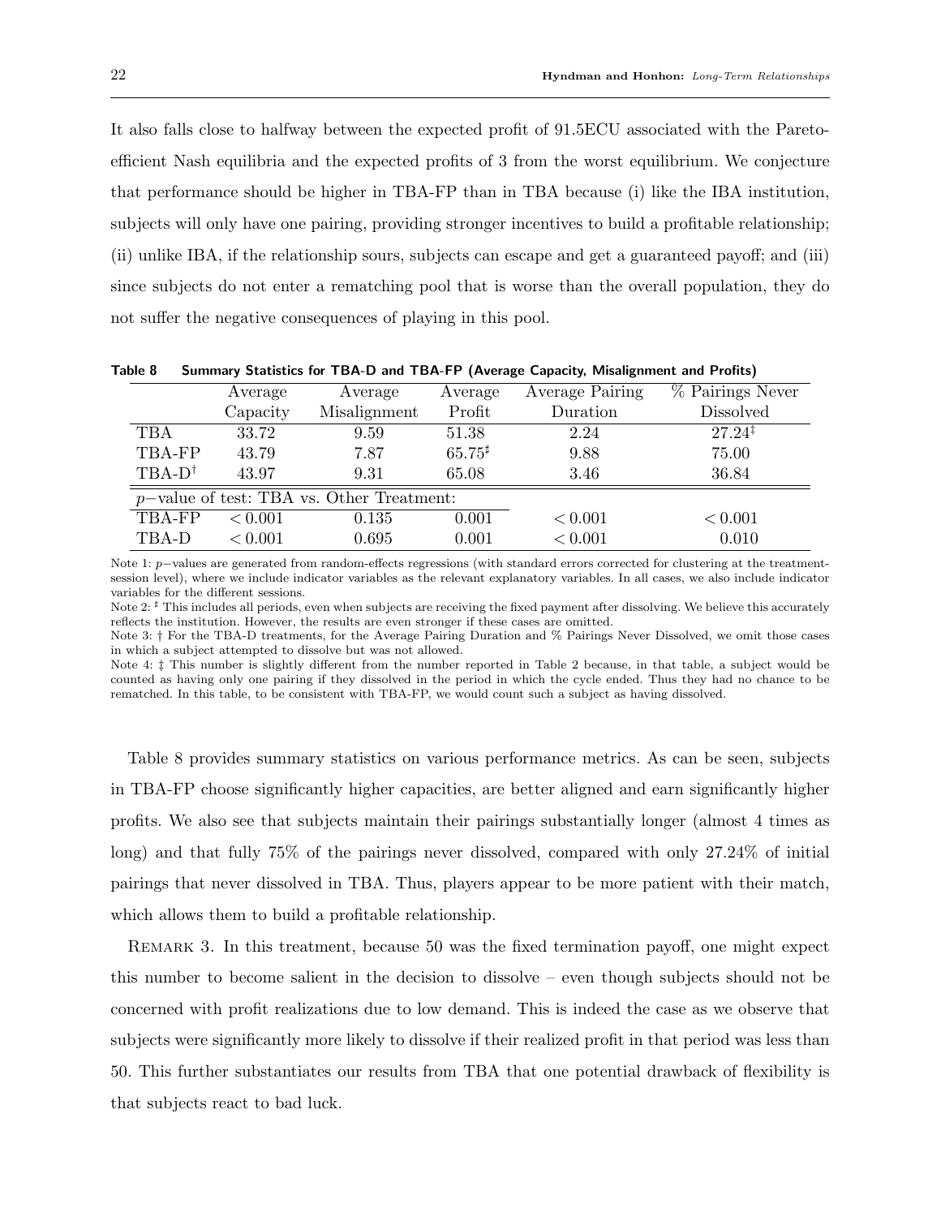It also falls close to halfway between the expected profit of 91.5ECU associated with the Pareto-efficient Nash equilibria and the expected profits of 3 from the worst equilibrium. We conjecture that performance should be higher in TBA-FP than in TBA because (i) like the IBA institution, subjects will only have one pairing, providing stronger incentives to build a profitable relationship; (ii) unlike IBA, if the relationship sours, subjects can escape and get a guaranteed payoff; and (iii) since subjects do not enter a rematching pool that is worse than the overall population, they do not suffer the negative consequences of playing in this pool.

**Table 8 Summary Statistics for TBA-D and TBA-FP (Average Capacity, Misalignment and Profits)**

| | Average Capacity | Average Misalignment | Average Profit | Average Pairing Duration | % Pairings Never Dissolved |
|---|---|---|---|---|---|
| TBA | 33.72 | 9.59 | 51.38 | 2.24 | 27.24[‡] |
| TBA-FP | 43.79 | 7.87 | 65.75[♯] | 9.88 | 75.00 |
| TBA-D[†] | 43.97 | 9.31 | 65.08 | 3.46 | 36.84 |
| $p-$value of test: TBA vs. Other Treatment: | | | | | |
| TBA-FP | $< 0.001$ | 0.135 | 0.001 | $< 0.001$ | $< 0.001$ |
| TBA-D | $< 0.001$ | 0.695 | 0.001 | $< 0.001$ | 0.010 |

Note 1: $p-$values are generated from random-effects regressions (with standard errors corrected for clustering at the treatment-session level), where we include indicator variables as the relevant explanatory variables. In all cases, we also include indicator variables for the different sessions.

Note 2: ♯ This includes all periods, even when subjects are receiving the fixed payment after dissolving. We believe this accurately reflects the institution. However, the results are even stronger if these cases are omitted.

Note 3: † For the TBA-D treatments, for the Average Pairing Duration and % Pairings Never Dissolved, we omit those cases in which a subject attempted to dissolve but was not allowed.

Note 4: ‡ This number is slightly different from the number reported in Table 2 because, in that table, a subject would be counted as having only one pairing if they dissolved in the period in which the cycle ended. Thus they had no chance to be rematched. In this table, to be consistent with TBA-FP, we would count such a subject as having dissolved.

Table 8 provides summary statistics on various performance metrics. As can be seen, subjects in TBA-FP choose significantly higher capacities, are better aligned and earn significantly higher profits. We also see that subjects maintain their pairings substantially longer (almost 4 times as long) and that fully 75% of the pairings never dissolved, compared with only 27.24% of initial pairings that never dissolved in TBA. Thus, players appear to be more patient with their match, which allows them to build a profitable relationship.

Remark 3. In this treatment, because 50 was the fixed termination payoff, one might expect this number to become salient in the decision to dissolve – even though subjects should not be concerned with profit realizations due to low demand. This is indeed the case as we observe that subjects were significantly more likely to dissolve if their realized profit in that period was less than 50. This further substantiates our results from TBA that one potential drawback of flexibility is that subjects react to bad luck.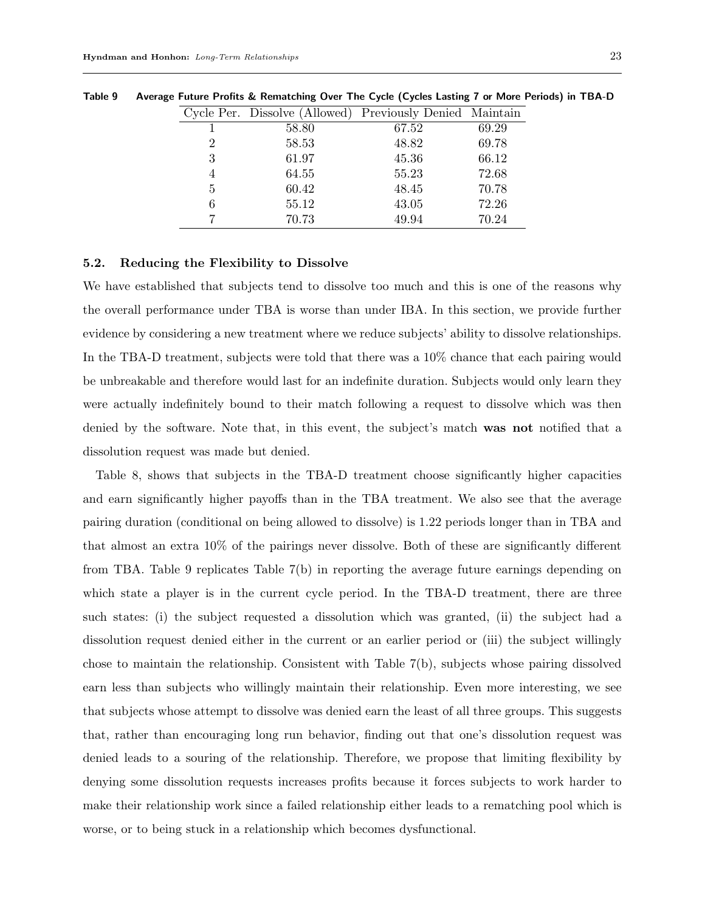**Table 9 Average Future Profits & Rematching Over The Cycle (Cycles Lasting 7 or More Periods) in TBA-D**

| Cycle Per. | Dissolve (Allowed) | Previously Denied | Maintain |
|---|---|---|---|
| 1 | 58.80 | 67.52 | 69.29 |
| 2 | 58.53 | 48.82 | 69.78 |
| 3 | 61.97 | 45.36 | 66.12 |
| 4 | 64.55 | 55.23 | 72.68 |
| 5 | 60.42 | 48.45 | 70.78 |
| 6 | 55.12 | 43.05 | 72.26 |
| 7 | 70.73 | 49.94 | 70.24 |

### 5.2. Reducing the Flexibility to Dissolve

We have established that subjects tend to dissolve too much and this is one of the reasons why the overall performance under TBA is worse than under IBA. In this section, we provide further evidence by considering a new treatment where we reduce subjects' ability to dissolve relationships. In the TBA-D treatment, subjects were told that there was a 10% chance that each pairing would be unbreakable and therefore would last for an indefinite duration. Subjects would only learn they were actually indefinitely bound to their match following a request to dissolve which was then denied by the software. Note that, in this event, the subject's match **was not** notified that a dissolution request was made but denied.

Table 8, shows that subjects in the TBA-D treatment choose significantly higher capacities and earn significantly higher payoffs than in the TBA treatment. We also see that the average pairing duration (conditional on being allowed to dissolve) is 1.22 periods longer than in TBA and that almost an extra 10% of the pairings never dissolve. Both of these are significantly different from TBA. Table 9 replicates Table 7(b) in reporting the average future earnings depending on which state a player is in the current cycle period. In the TBA-D treatment, there are three such states: (i) the subject requested a dissolution which was granted, (ii) the subject had a dissolution request denied either in the current or an earlier period or (iii) the subject willingly chose to maintain the relationship. Consistent with Table 7(b), subjects whose pairing dissolved earn less than subjects who willingly maintain their relationship. Even more interesting, we see that subjects whose attempt to dissolve was denied earn the least of all three groups. This suggests that, rather than encouraging long run behavior, finding out that one's dissolution request was denied leads to a souring of the relationship. Therefore, we propose that limiting flexibility by denying some dissolution requests increases profits because it forces subjects to work harder to make their relationship work since a failed relationship either leads to a rematching pool which is worse, or to being stuck in a relationship which becomes dysfunctional.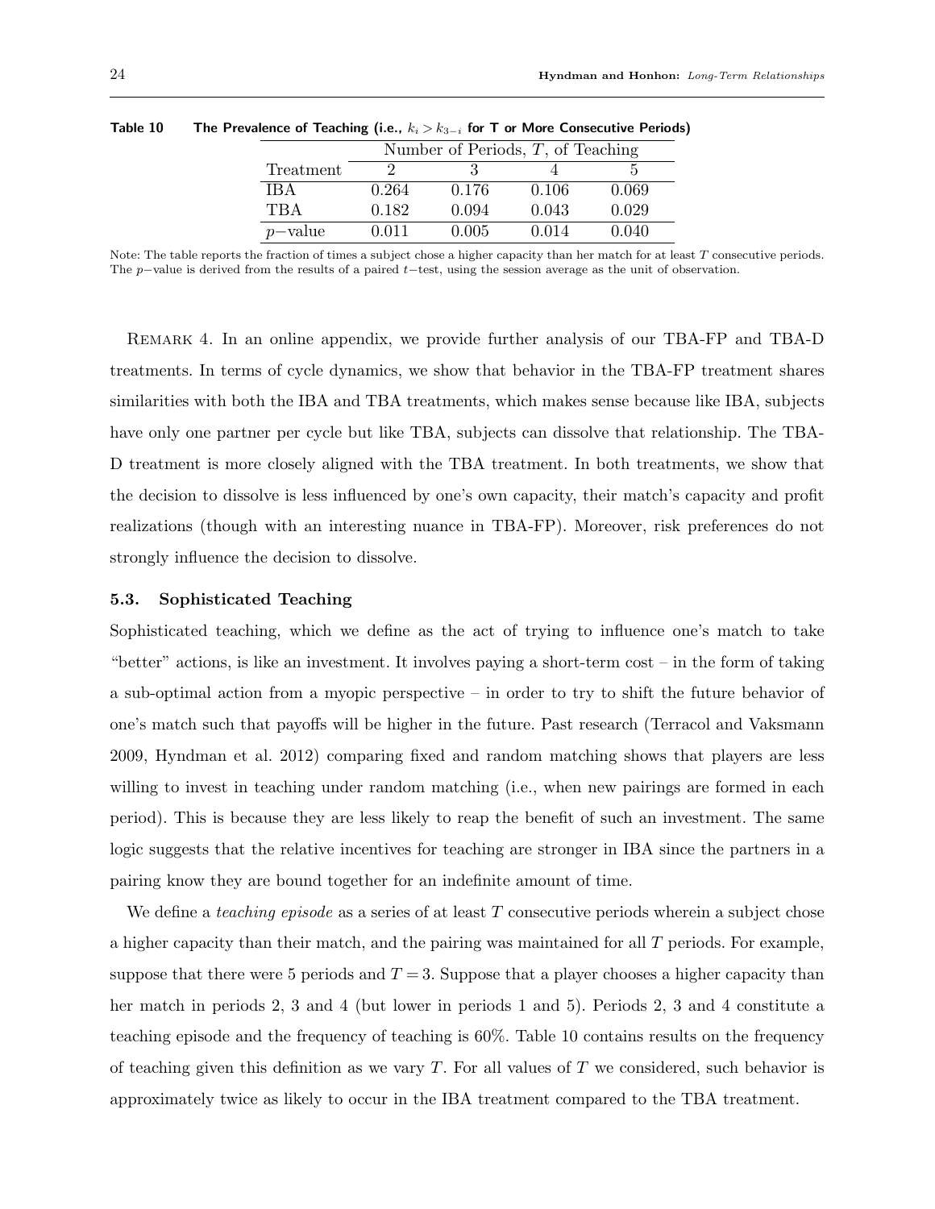**Table 10 The Prevalence of Teaching (i.e., $k_i > k_{3-i}$ for T or More Consecutive Periods)**

| | Number of Periods, $T$, of Teaching | | | |
|---|---|---|---|---|
| Treatment | 2 | 3 | 4 | 5 |
| IBA | 0.264 | 0.176 | 0.106 | 0.069 |
| TBA | 0.182 | 0.094 | 0.043 | 0.029 |
| $p$−value | 0.011 | 0.005 | 0.014 | 0.040 |

Note: The table reports the fraction of times a subject chose a higher capacity than her match for at least $T$ consecutive periods. The $p$−value is derived from the results of a paired $t$−test, using the session average as the unit of observation.

Remark 4. In an online appendix, we provide further analysis of our TBA-FP and TBA-D treatments. In terms of cycle dynamics, we show that behavior in the TBA-FP treatment shares similarities with both the IBA and TBA treatments, which makes sense because like IBA, subjects have only one partner per cycle but like TBA, subjects can dissolve that relationship. The TBA-D treatment is more closely aligned with the TBA treatment. In both treatments, we show that the decision to dissolve is less influenced by one's own capacity, their match's capacity and profit realizations (though with an interesting nuance in TBA-FP). Moreover, risk preferences do not strongly influence the decision to dissolve.

### 5.3. Sophisticated Teaching

Sophisticated teaching, which we define as the act of trying to influence one's match to take "better" actions, is like an investment. It involves paying a short-term cost – in the form of taking a sub-optimal action from a myopic perspective – in order to try to shift the future behavior of one's match such that payoffs will be higher in the future. Past research (Terracol and Vaksmann 2009, Hyndman et al. 2012) comparing fixed and random matching shows that players are less willing to invest in teaching under random matching (i.e., when new pairings are formed in each period). This is because they are less likely to reap the benefit of such an investment. The same logic suggests that the relative incentives for teaching are stronger in IBA since the partners in a pairing know they are bound together for an indefinite amount of time.

We define a *teaching episode* as a series of at least $T$ consecutive periods wherein a subject chose a higher capacity than their match, and the pairing was maintained for all $T$ periods. For example, suppose that there were 5 periods and $T = 3$. Suppose that a player chooses a higher capacity than her match in periods 2, 3 and 4 (but lower in periods 1 and 5). Periods 2, 3 and 4 constitute a teaching episode and the frequency of teaching is 60%. Table 10 contains results on the frequency of teaching given this definition as we vary $T$. For all values of $T$ we considered, such behavior is approximately twice as likely to occur in the IBA treatment compared to the TBA treatment.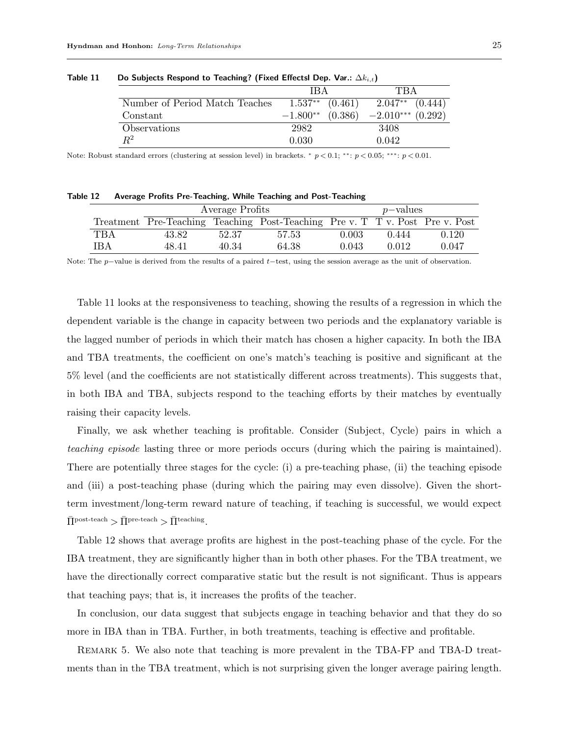**Table 11** Do Subjects Respond to Teaching? (Fixed Effectsl Dep. Var.: $\Delta k_{i,t}$)

| | IBA | | TBA | |
|---|---|---|---|---|
| Number of Period Match Teaches | $1.537^{**}$ | (0.461) | $2.047^{**}$ | (0.444) |
| Constant | $-1.800^{**}$ | (0.386) | $-2.010^{***}$ | (0.292) |
| Observations | 2982 | | 3408 | |
| $R^2$ | 0.030 | | 0.042 | |

Note: Robust standard errors (clustering at session level) in brackets. $^{*}$ $p < 0.1$; $^{**}$: $p < 0.05$; $^{***}$: $p < 0.01$.

**Table 12** Average Profits Pre-Teaching, While Teaching and Post-Teaching

| | Average Profits | | | $p$−values | | |
|---|---|---|---|---|---|---|
| Treatment | Pre-Teaching | Teaching | Post-Teaching | Pre v. T | T v. Post | Pre v. Post |
| TBA | 43.82 | 52.37 | 57.53 | 0.003 | 0.444 | 0.120 |
| IBA | 48.41 | 40.34 | 64.38 | 0.043 | 0.012 | 0.047 |

Note: The $p$−value is derived from the results of a paired $t$−test, using the session average as the unit of observation.

Table 11 looks at the responsiveness to teaching, showing the results of a regression in which the dependent variable is the change in capacity between two periods and the explanatory variable is the lagged number of periods in which their match has chosen a higher capacity. In both the IBA and TBA treatments, the coefficient on one's match's teaching is positive and significant at the 5% level (and the coefficients are not statistically different across treatments). This suggests that, in both IBA and TBA, subjects respond to the teaching efforts by their matches by eventually raising their capacity levels.

Finally, we ask whether teaching is profitable. Consider (Subject, Cycle) pairs in which a *teaching episode* lasting three or more periods occurs (during which the pairing is maintained). There are potentially three stages for the cycle: (i) a pre-teaching phase, (ii) the teaching episode and (iii) a post-teaching phase (during which the pairing may even dissolve). Given the short-term investment/long-term reward nature of teaching, if teaching is successful, we would expect $\bar{\Pi}^{\text{post-teach}} > \bar{\Pi}^{\text{pre-teach}} > \bar{\Pi}^{\text{teaching}}$.

Table 12 shows that average profits are highest in the post-teaching phase of the cycle. For the IBA treatment, they are significantly higher than in both other phases. For the TBA treatment, we have the directionally correct comparative static but the result is not significant. Thus is appears that teaching pays; that is, it increases the profits of the teacher.

In conclusion, our data suggest that subjects engage in teaching behavior and that they do so more in IBA than in TBA. Further, in both treatments, teaching is effective and profitable.

Remark 5. We also note that teaching is more prevalent in the TBA-FP and TBA-D treatments than in the TBA treatment, which is not surprising given the longer average pairing length.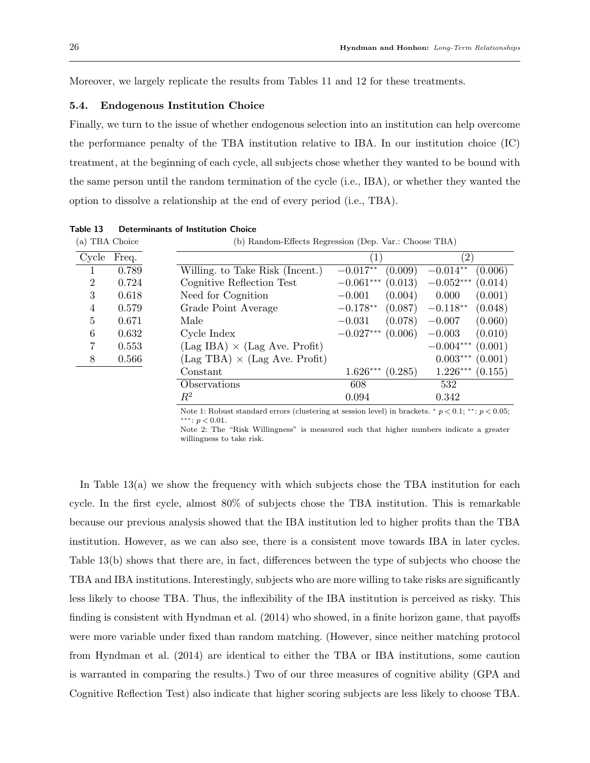Moreover, we largely replicate the results from Tables 11 and 12 for these treatments.

### 5.4. Endogenous Institution Choice

Finally, we turn to the issue of whether endogenous selection into an institution can help overcome the performance penalty of the TBA institution relative to IBA. In our institution choice (IC) treatment, at the beginning of each cycle, all subjects chose whether they wanted to be bound with the same person until the random termination of the cycle (i.e., IBA), or whether they wanted the option to dissolve a relationship at the end of every period (i.e., TBA).

**Table 13 Determinants of Institution Choice**

(a) TBA Choice

| Cycle | Freq. |
|---|---|
| 1 | 0.789 |
| 2 | 0.724 |
| 3 | 0.618 |
| 4 | 0.579 |
| 5 | 0.671 |
| 6 | 0.632 |
| 7 | 0.553 |
| 8 | 0.566 |

(b) Random-Effects Regression (Dep. Var.: Choose TBA)

| | (1) | | (2) | |
|---|---|---|---|---|
| Willing. to Take Risk (Incent.) | $-0.017^{**}$ | (0.009) | $-0.014^{**}$ | (0.006) |
| Cognitive Reflection Test | $-0.061^{***}$ | (0.013) | $-0.052^{***}$ | (0.014) |
| Need for Cognition | $-0.001$ | (0.004) | 0.000 | (0.001) |
| Grade Point Average | $-0.178^{**}$ | (0.087) | $-0.118^{**}$ | (0.048) |
| Male | $-0.031$ | (0.078) | $-0.007$ | (0.060) |
| Cycle Index | $-0.027^{***}$ | (0.006) | $-0.003$ | (0.010) |
| (Lag IBA) $\times$ (Lag Ave. Profit) | | | $-0.004^{***}$ | (0.001) |
| (Lag TBA) $\times$ (Lag Ave. Profit) | | | $0.003^{***}$ | (0.001) |
| Constant | $1.626^{***}$ | (0.285) | $1.226^{***}$ | (0.155) |
| Observations | 608 | | 532 | |
| $R^2$ | 0.094 | | 0.342 | |

Note 1: Robust standard errors (clustering at session level) in brackets. $^{*}$ $p < 0.1$; $^{**}$: $p < 0.05$; $^{***}$: $p < 0.01$.

Note 2: The "Risk Willingness" is measured such that higher numbers indicate a greater willingness to take risk.

In Table 13(a) we show the frequency with which subjects chose the TBA institution for each cycle. In the first cycle, almost 80% of subjects chose the TBA institution. This is remarkable because our previous analysis showed that the IBA institution led to higher profits than the TBA institution. However, as we can also see, there is a consistent move towards IBA in later cycles. Table 13(b) shows that there are, in fact, differences between the type of subjects who choose the TBA and IBA institutions. Interestingly, subjects who are more willing to take risks are significantly less likely to choose TBA. Thus, the inflexibility of the IBA institution is perceived as risky. This finding is consistent with Hyndman et al. (2014) who showed, in a finite horizon game, that payoffs were more variable under fixed than random matching. (However, since neither matching protocol from Hyndman et al. (2014) are identical to either the TBA or IBA institutions, some caution is warranted in comparing the results.) Two of our three measures of cognitive ability (GPA and Cognitive Reflection Test) also indicate that higher scoring subjects are less likely to choose TBA.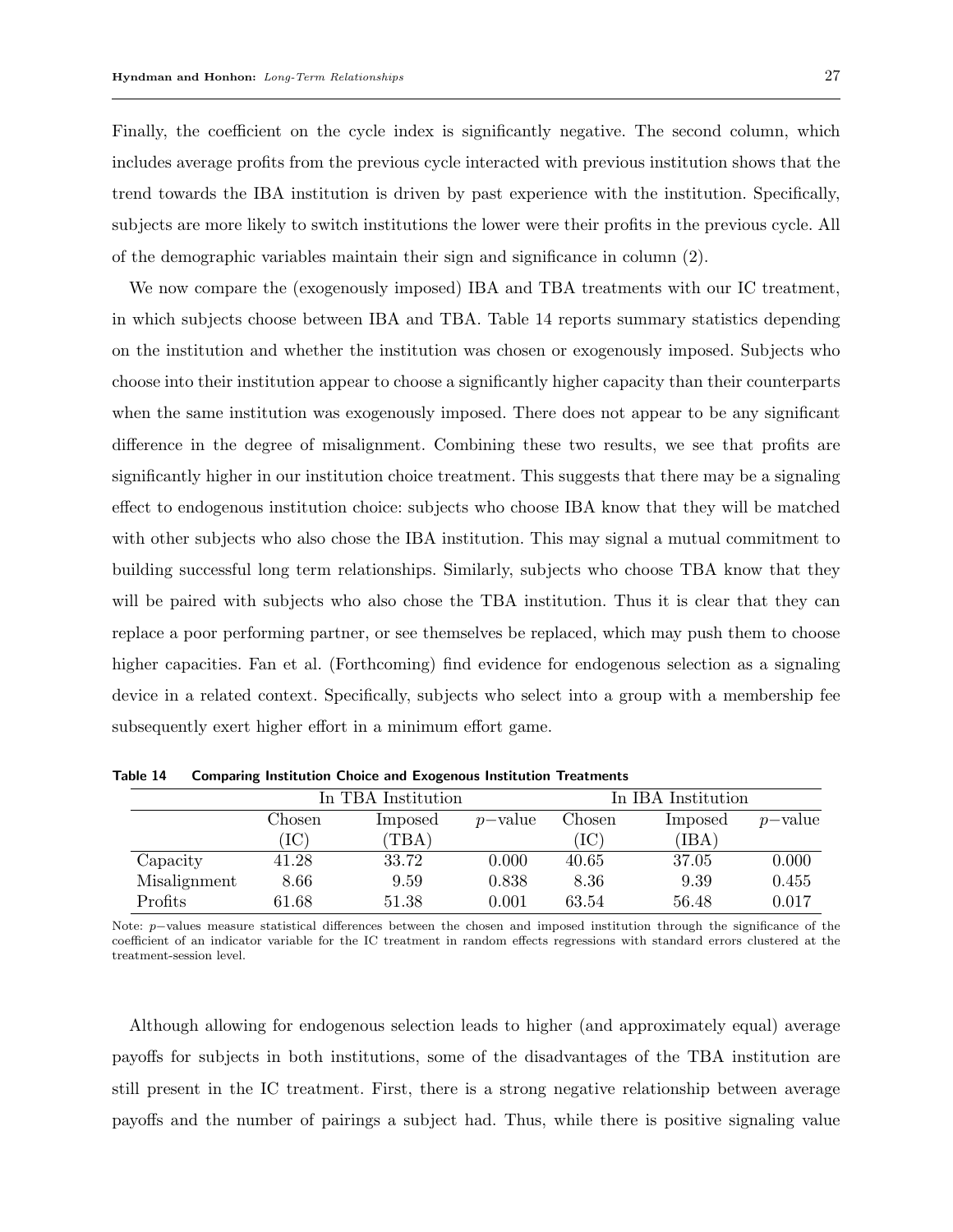Finally, the coefficient on the cycle index is significantly negative. The second column, which includes average profits from the previous cycle interacted with previous institution shows that the trend towards the IBA institution is driven by past experience with the institution. Specifically, subjects are more likely to switch institutions the lower were their profits in the previous cycle. All of the demographic variables maintain their sign and significance in column (2).

We now compare the (exogenously imposed) IBA and TBA treatments with our IC treatment, in which subjects choose between IBA and TBA. Table 14 reports summary statistics depending on the institution and whether the institution was chosen or exogenously imposed. Subjects who choose into their institution appear to choose a significantly higher capacity than their counterparts when the same institution was exogenously imposed. There does not appear to be any significant difference in the degree of misalignment. Combining these two results, we see that profits are significantly higher in our institution choice treatment. This suggests that there may be a signaling effect to endogenous institution choice: subjects who choose IBA know that they will be matched with other subjects who also chose the IBA institution. This may signal a mutual commitment to building successful long term relationships. Similarly, subjects who choose TBA know that they will be paired with subjects who also chose the TBA institution. Thus it is clear that they can replace a poor performing partner, or see themselves be replaced, which may push them to choose higher capacities. Fan et al. (Forthcoming) find evidence for endogenous selection as a signaling device in a related context. Specifically, subjects who select into a group with a membership fee subsequently exert higher effort in a minimum effort game.

**Table 14 Comparing Institution Choice and Exogenous Institution Treatments**

| | In TBA Institution | | | In IBA Institution | | |
|---|---|---|---|---|---|---|
| | Chosen (IC) | Imposed (TBA) | $p$−value | Chosen (IC) | Imposed (IBA) | $p$−value |
| Capacity | 41.28 | 33.72 | 0.000 | 40.65 | 37.05 | 0.000 |
| Misalignment | 8.66 | 9.59 | 0.838 | 8.36 | 9.39 | 0.455 |
| Profits | 61.68 | 51.38 | 0.001 | 63.54 | 56.48 | 0.017 |

Note: $p$−values measure statistical differences between the chosen and imposed institution through the significance of the coefficient of an indicator variable for the IC treatment in random effects regressions with standard errors clustered at the treatment-session level.

Although allowing for endogenous selection leads to higher (and approximately equal) average payoffs for subjects in both institutions, some of the disadvantages of the TBA institution are still present in the IC treatment. First, there is a strong negative relationship between average payoffs and the number of pairings a subject had. Thus, while there is positive signaling value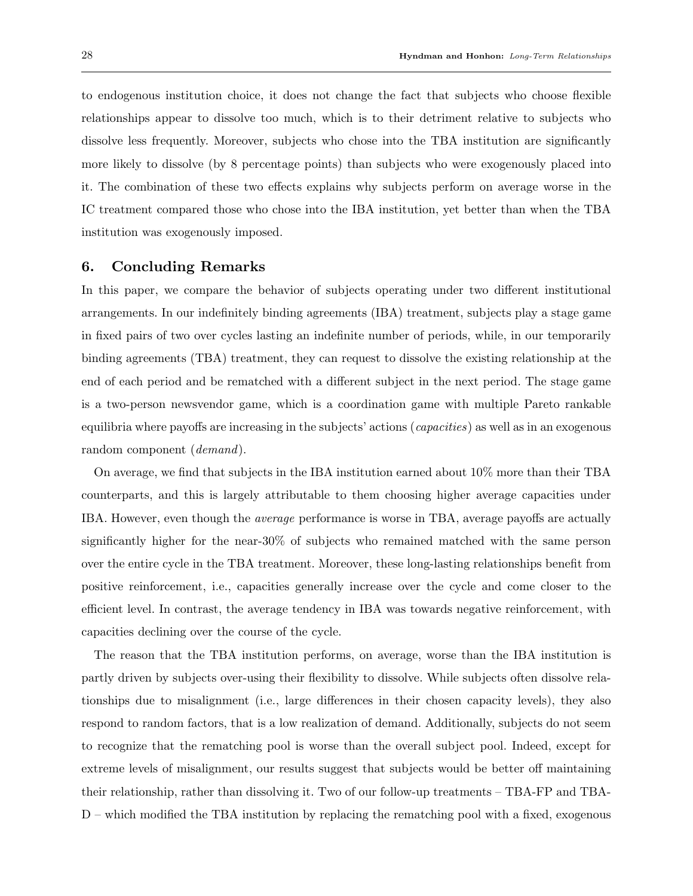to endogenous institution choice, it does not change the fact that subjects who choose flexible relationships appear to dissolve too much, which is to their detriment relative to subjects who dissolve less frequently. Moreover, subjects who chose into the TBA institution are significantly more likely to dissolve (by 8 percentage points) than subjects who were exogenously placed into it. The combination of these two effects explains why subjects perform on average worse in the IC treatment compared those who chose into the IBA institution, yet better than when the TBA institution was exogenously imposed.

## 6. Concluding Remarks

In this paper, we compare the behavior of subjects operating under two different institutional arrangements. In our indefinitely binding agreements (IBA) treatment, subjects play a stage game in fixed pairs of two over cycles lasting an indefinite number of periods, while, in our temporarily binding agreements (TBA) treatment, they can request to dissolve the existing relationship at the end of each period and be rematched with a different subject in the next period. The stage game is a two-person newsvendor game, which is a coordination game with multiple Pareto rankable equilibria where payoffs are increasing in the subjects' actions (*capacities*) as well as in an exogenous random component (*demand*).

On average, we find that subjects in the IBA institution earned about 10% more than their TBA counterparts, and this is largely attributable to them choosing higher average capacities under IBA. However, even though the *average* performance is worse in TBA, average payoffs are actually significantly higher for the near-30% of subjects who remained matched with the same person over the entire cycle in the TBA treatment. Moreover, these long-lasting relationships benefit from positive reinforcement, i.e., capacities generally increase over the cycle and come closer to the efficient level. In contrast, the average tendency in IBA was towards negative reinforcement, with capacities declining over the course of the cycle.

The reason that the TBA institution performs, on average, worse than the IBA institution is partly driven by subjects over-using their flexibility to dissolve. While subjects often dissolve relationships due to misalignment (i.e., large differences in their chosen capacity levels), they also respond to random factors, that is a low realization of demand. Additionally, subjects do not seem to recognize that the rematching pool is worse than the overall subject pool. Indeed, except for extreme levels of misalignment, our results suggest that subjects would be better off maintaining their relationship, rather than dissolving it. Two of our follow-up treatments – TBA-FP and TBA-D – which modified the TBA institution by replacing the rematching pool with a fixed, exogenous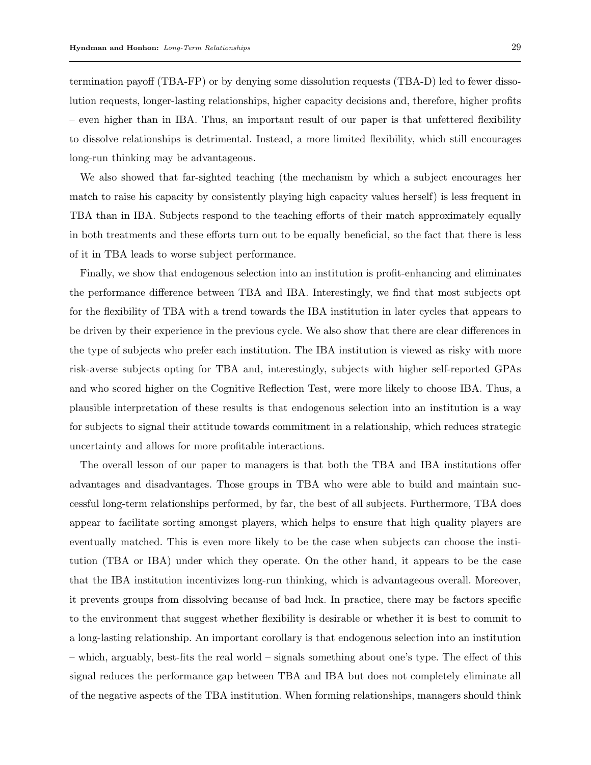termination payoff (TBA-FP) or by denying some dissolution requests (TBA-D) led to fewer dissolution requests, longer-lasting relationships, higher capacity decisions and, therefore, higher profits – even higher than in IBA. Thus, an important result of our paper is that unfettered flexibility to dissolve relationships is detrimental. Instead, a more limited flexibility, which still encourages long-run thinking may be advantageous.

We also showed that far-sighted teaching (the mechanism by which a subject encourages her match to raise his capacity by consistently playing high capacity values herself) is less frequent in TBA than in IBA. Subjects respond to the teaching efforts of their match approximately equally in both treatments and these efforts turn out to be equally beneficial, so the fact that there is less of it in TBA leads to worse subject performance.

Finally, we show that endogenous selection into an institution is profit-enhancing and eliminates the performance difference between TBA and IBA. Interestingly, we find that most subjects opt for the flexibility of TBA with a trend towards the IBA institution in later cycles that appears to be driven by their experience in the previous cycle. We also show that there are clear differences in the type of subjects who prefer each institution. The IBA institution is viewed as risky with more risk-averse subjects opting for TBA and, interestingly, subjects with higher self-reported GPAs and who scored higher on the Cognitive Reflection Test, were more likely to choose IBA. Thus, a plausible interpretation of these results is that endogenous selection into an institution is a way for subjects to signal their attitude towards commitment in a relationship, which reduces strategic uncertainty and allows for more profitable interactions.

The overall lesson of our paper to managers is that both the TBA and IBA institutions offer advantages and disadvantages. Those groups in TBA who were able to build and maintain successful long-term relationships performed, by far, the best of all subjects. Furthermore, TBA does appear to facilitate sorting amongst players, which helps to ensure that high quality players are eventually matched. This is even more likely to be the case when subjects can choose the institution (TBA or IBA) under which they operate. On the other hand, it appears to be the case that the IBA institution incentivizes long-run thinking, which is advantageous overall. Moreover, it prevents groups from dissolving because of bad luck. In practice, there may be factors specific to the environment that suggest whether flexibility is desirable or whether it is best to commit to a long-lasting relationship. An important corollary is that endogenous selection into an institution – which, arguably, best-fits the real world – signals something about one's type. The effect of this signal reduces the performance gap between TBA and IBA but does not completely eliminate all of the negative aspects of the TBA institution. When forming relationships, managers should think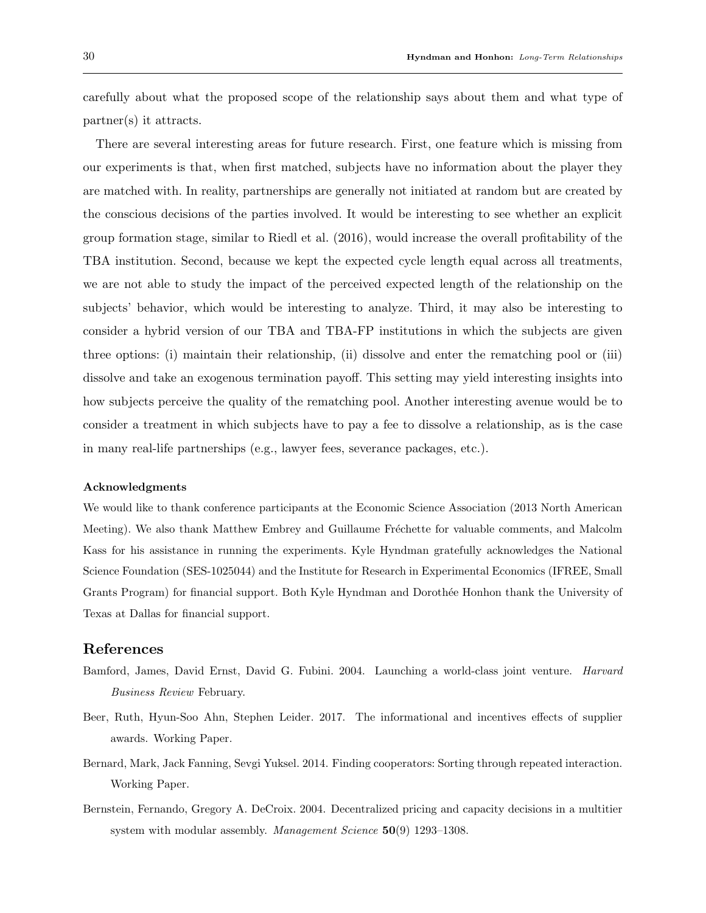carefully about what the proposed scope of the relationship says about them and what type of partner(s) it attracts.

There are several interesting areas for future research. First, one feature which is missing from our experiments is that, when first matched, subjects have no information about the player they are matched with. In reality, partnerships are generally not initiated at random but are created by the conscious decisions of the parties involved. It would be interesting to see whether an explicit group formation stage, similar to Riedl et al. (2016), would increase the overall profitability of the TBA institution. Second, because we kept the expected cycle length equal across all treatments, we are not able to study the impact of the perceived expected length of the relationship on the subjects' behavior, which would be interesting to analyze. Third, it may also be interesting to consider a hybrid version of our TBA and TBA-FP institutions in which the subjects are given three options: (i) maintain their relationship, (ii) dissolve and enter the rematching pool or (iii) dissolve and take an exogenous termination payoff. This setting may yield interesting insights into how subjects perceive the quality of the rematching pool. Another interesting avenue would be to consider a treatment in which subjects have to pay a fee to dissolve a relationship, as is the case in many real-life partnerships (e.g., lawyer fees, severance packages, etc.).

#### Acknowledgments

We would like to thank conference participants at the Economic Science Association (2013 North American Meeting). We also thank Matthew Embrey and Guillaume Fréchette for valuable comments, and Malcolm Kass for his assistance in running the experiments. Kyle Hyndman gratefully acknowledges the National Science Foundation (SES-1025044) and the Institute for Research in Experimental Economics (IFREE, Small Grants Program) for financial support. Both Kyle Hyndman and Dorothée Honhon thank the University of Texas at Dallas for financial support.

## References

Bamford, James, David Ernst, David G. Fubini. 2004. Launching a world-class joint venture. *Harvard Business Review* February.

Beer, Ruth, Hyun-Soo Ahn, Stephen Leider. 2017. The informational and incentives effects of supplier awards. Working Paper.

Bernard, Mark, Jack Fanning, Sevgi Yuksel. 2014. Finding cooperators: Sorting through repeated interaction. Working Paper.

Bernstein, Fernando, Gregory A. DeCroix. 2004. Decentralized pricing and capacity decisions in a multitier system with modular assembly. *Management Science* **50**(9) 1293–1308.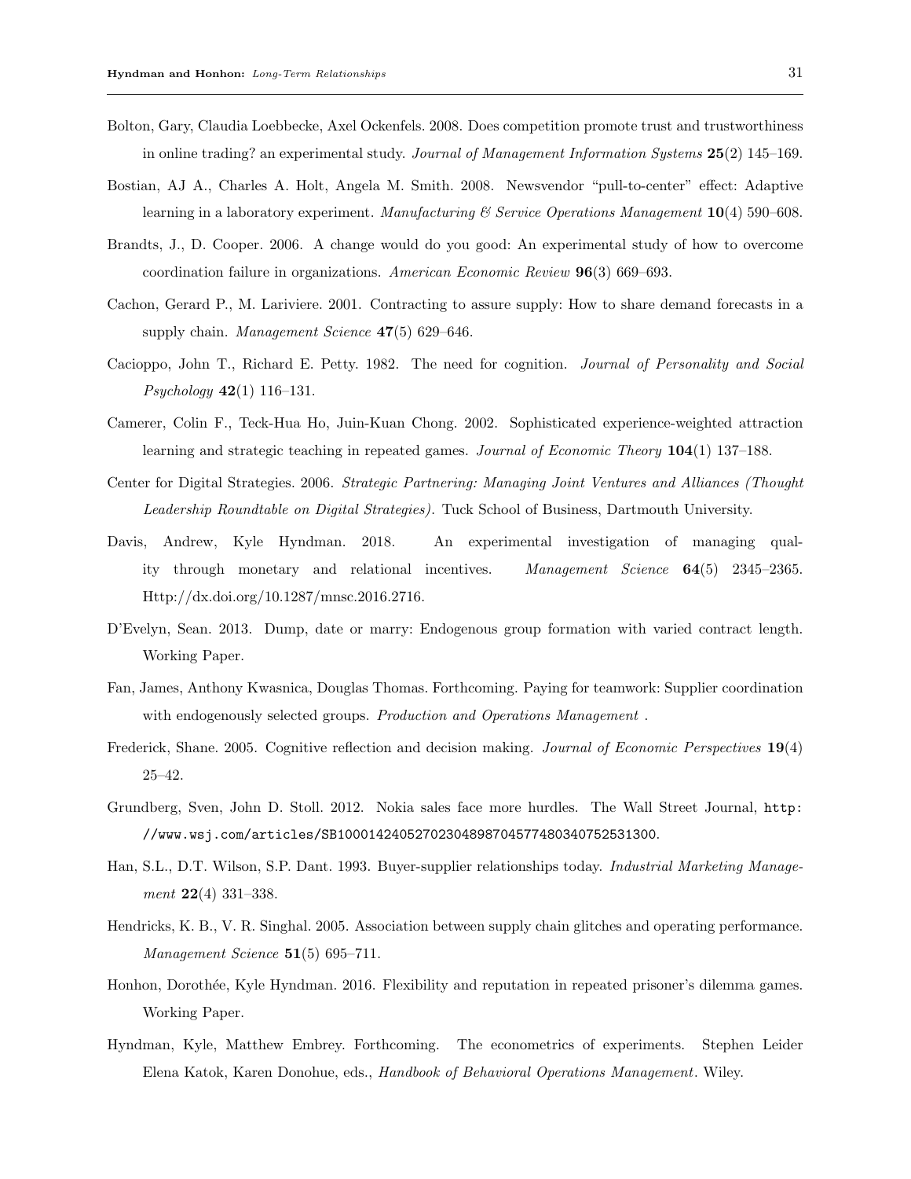Bolton, Gary, Claudia Loebbecke, Axel Ockenfels. 2008. Does competition promote trust and trustworthiness in online trading? an experimental study. *Journal of Management Information Systems* **25**(2) 145–169.

Bostian, AJ A., Charles A. Holt, Angela M. Smith. 2008. Newsvendor "pull-to-center" effect: Adaptive learning in a laboratory experiment. *Manufacturing & Service Operations Management* **10**(4) 590–608.

Brandts, J., D. Cooper. 2006. A change would do you good: An experimental study of how to overcome coordination failure in organizations. *American Economic Review* **96**(3) 669–693.

Cachon, Gerard P., M. Lariviere. 2001. Contracting to assure supply: How to share demand forecasts in a supply chain. *Management Science* **47**(5) 629–646.

Cacioppo, John T., Richard E. Petty. 1982. The need for cognition. *Journal of Personality and Social Psychology* **42**(1) 116–131.

Camerer, Colin F., Teck-Hua Ho, Juin-Kuan Chong. 2002. Sophisticated experience-weighted attraction learning and strategic teaching in repeated games. *Journal of Economic Theory* **104**(1) 137–188.

Center for Digital Strategies. 2006. *Strategic Partnering: Managing Joint Ventures and Alliances (Thought Leadership Roundtable on Digital Strategies)*. Tuck School of Business, Dartmouth University.

Davis, Andrew, Kyle Hyndman. 2018. An experimental investigation of managing quality through monetary and relational incentives. *Management Science* **64**(5) 2345–2365. Http://dx.doi.org/10.1287/mnsc.2016.2716.

D'Evelyn, Sean. 2013. Dump, date or marry: Endogenous group formation with varied contract length. Working Paper.

Fan, James, Anthony Kwasnica, Douglas Thomas. Forthcoming. Paying for teamwork: Supplier coordination with endogenously selected groups. *Production and Operations Management* .

Frederick, Shane. 2005. Cognitive reflection and decision making. *Journal of Economic Perspectives* **19**(4) 25–42.

Grundberg, Sven, John D. Stoll. 2012. Nokia sales face more hurdles. The Wall Street Journal, `http://www.wsj.com/articles/SB10001424052702304898704577480340752531300`.

Han, S.L., D.T. Wilson, S.P. Dant. 1993. Buyer-supplier relationships today. *Industrial Marketing Management* **22**(4) 331–338.

Hendricks, K. B., V. R. Singhal. 2005. Association between supply chain glitches and operating performance. *Management Science* **51**(5) 695–711.

Honhon, Dorothée, Kyle Hyndman. 2016. Flexibility and reputation in repeated prisoner's dilemma games. Working Paper.

Hyndman, Kyle, Matthew Embrey. Forthcoming. The econometrics of experiments. Stephen Leider Elena Katok, Karen Donohue, eds., *Handbook of Behavioral Operations Management*. Wiley.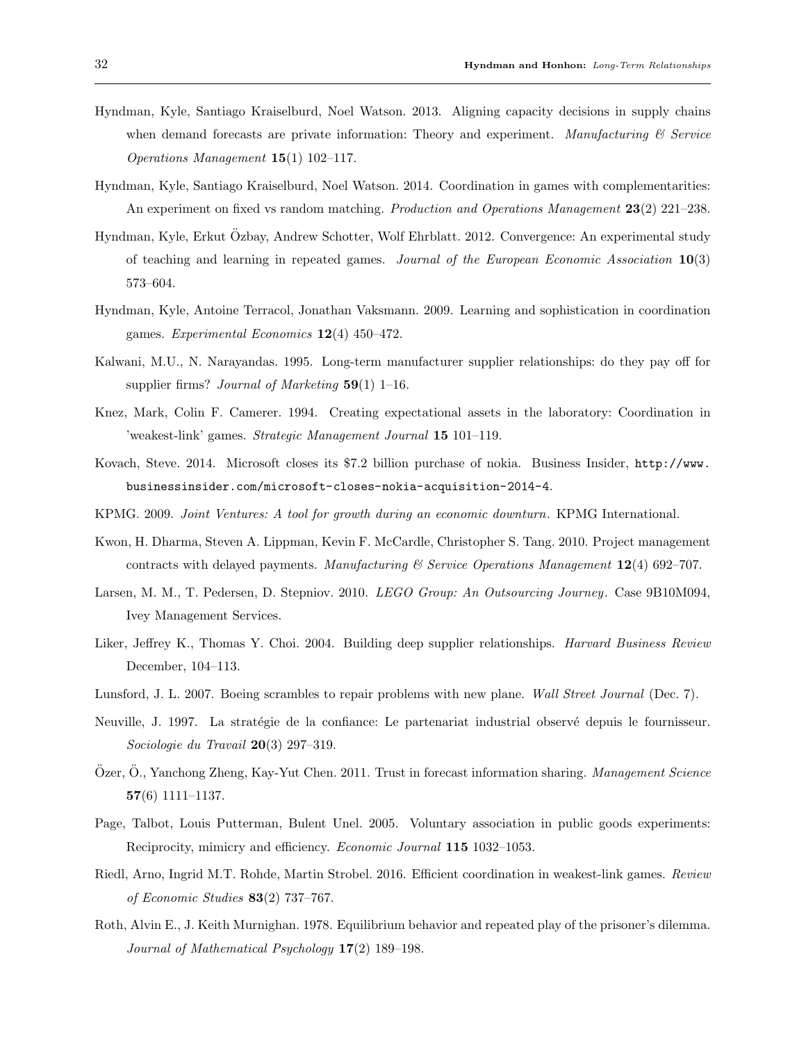Hyndman, Kyle, Santiago Kraiselburd, Noel Watson. 2013. Aligning capacity decisions in supply chains when demand forecasts are private information: Theory and experiment. *Manufacturing & Service Operations Management* **15**(1) 102–117.

Hyndman, Kyle, Santiago Kraiselburd, Noel Watson. 2014. Coordination in games with complementarities: An experiment on fixed vs random matching. *Production and Operations Management* **23**(2) 221–238.

Hyndman, Kyle, Erkut Özbay, Andrew Schotter, Wolf Ehrblatt. 2012. Convergence: An experimental study of teaching and learning in repeated games. *Journal of the European Economic Association* **10**(3) 573–604.

Hyndman, Kyle, Antoine Terracol, Jonathan Vaksmann. 2009. Learning and sophistication in coordination games. *Experimental Economics* **12**(4) 450–472.

Kalwani, M.U., N. Narayandas. 1995. Long-term manufacturer supplier relationships: do they pay off for supplier firms? *Journal of Marketing* **59**(1) 1–16.

Knez, Mark, Colin F. Camerer. 1994. Creating expectational assets in the laboratory: Coordination in 'weakest-link' games. *Strategic Management Journal* **15** 101–119.

Kovach, Steve. 2014. Microsoft closes its $7.2 billion purchase of nokia. Business Insider, `http://www.businessinsider.com/microsoft-closes-nokia-acquisition-2014-4`.

KPMG. 2009. *Joint Ventures: A tool for growth during an economic downturn*. KPMG International.

Kwon, H. Dharma, Steven A. Lippman, Kevin F. McCardle, Christopher S. Tang. 2010. Project management contracts with delayed payments. *Manufacturing & Service Operations Management* **12**(4) 692–707.

Larsen, M. M., T. Pedersen, D. Stepniov. 2010. *LEGO Group: An Outsourcing Journey*. Case 9B10M094, Ivey Management Services.

Liker, Jeffrey K., Thomas Y. Choi. 2004. Building deep supplier relationships. *Harvard Business Review* December, 104–113.

Lunsford, J. L. 2007. Boeing scrambles to repair problems with new plane. *Wall Street Journal* (Dec. 7).

Neuville, J. 1997. La stratégie de la confiance: Le partenariat industrial observé depuis le fournisseur. *Sociologie du Travail* **20**(3) 297–319.

Özer, Ö., Yanchong Zheng, Kay-Yut Chen. 2011. Trust in forecast information sharing. *Management Science* **57**(6) 1111–1137.

Page, Talbot, Louis Putterman, Bulent Unel. 2005. Voluntary association in public goods experiments: Reciprocity, mimicry and efficiency. *Economic Journal* **115** 1032–1053.

Riedl, Arno, Ingrid M.T. Rohde, Martin Strobel. 2016. Efficient coordination in weakest-link games. *Review of Economic Studies* **83**(2) 737–767.

Roth, Alvin E., J. Keith Murnighan. 1978. Equilibrium behavior and repeated play of the prisoner's dilemma. *Journal of Mathematical Psychology* **17**(2) 189–198.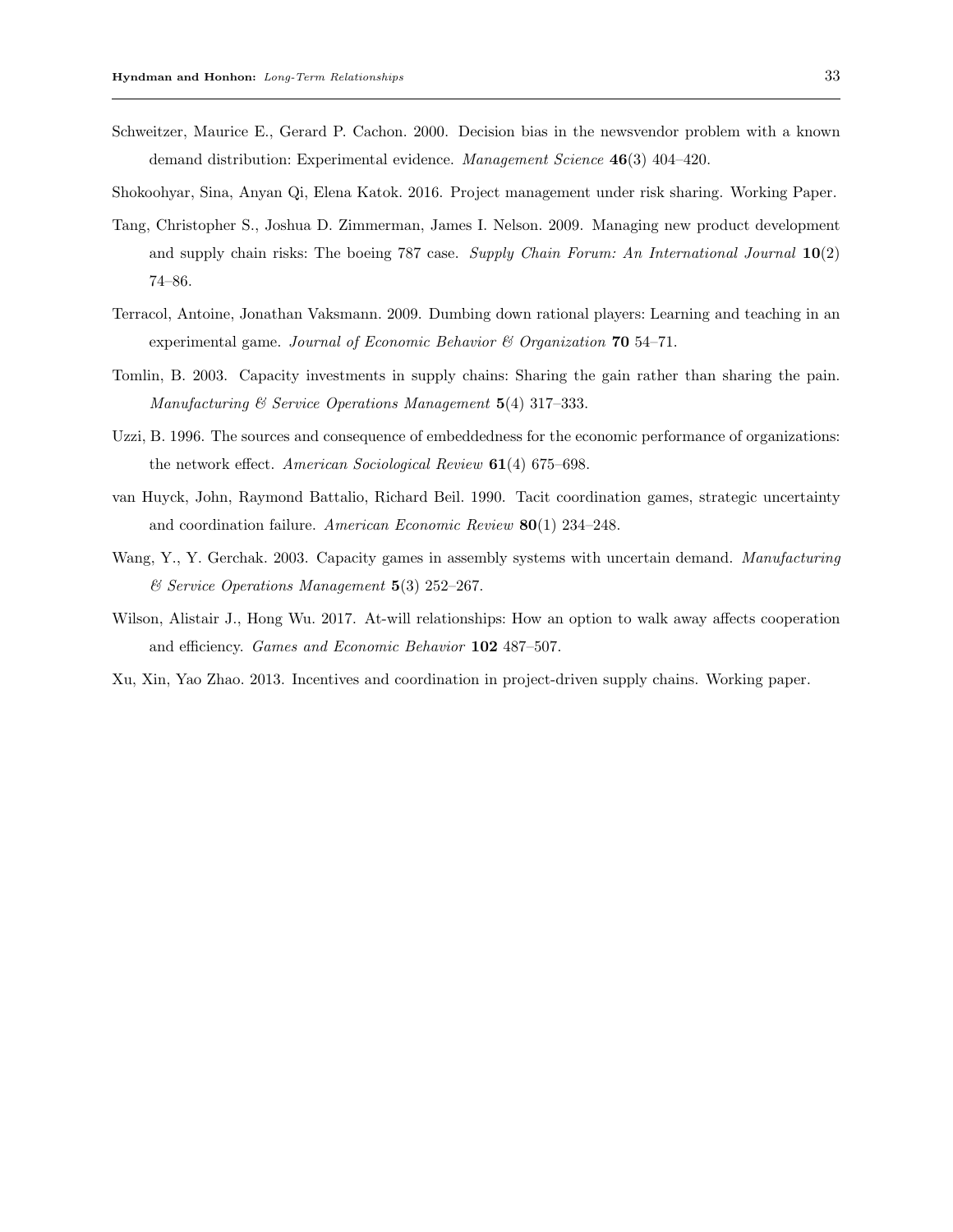Schweitzer, Maurice E., Gerard P. Cachon. 2000. Decision bias in the newsvendor problem with a known demand distribution: Experimental evidence. *Management Science* **46**(3) 404–420.

Shokoohyar, Sina, Anyan Qi, Elena Katok. 2016. Project management under risk sharing. Working Paper.

Tang, Christopher S., Joshua D. Zimmerman, James I. Nelson. 2009. Managing new product development and supply chain risks: The boeing 787 case. *Supply Chain Forum: An International Journal* **10**(2) 74–86.

Terracol, Antoine, Jonathan Vaksmann. 2009. Dumbing down rational players: Learning and teaching in an experimental game. *Journal of Economic Behavior & Organization* **70** 54–71.

Tomlin, B. 2003. Capacity investments in supply chains: Sharing the gain rather than sharing the pain. *Manufacturing & Service Operations Management* **5**(4) 317–333.

Uzzi, B. 1996. The sources and consequence of embeddedness for the economic performance of organizations: the network effect. *American Sociological Review* **61**(4) 675–698.

van Huyck, John, Raymond Battalio, Richard Beil. 1990. Tacit coordination games, strategic uncertainty and coordination failure. *American Economic Review* **80**(1) 234–248.

Wang, Y., Y. Gerchak. 2003. Capacity games in assembly systems with uncertain demand. *Manufacturing & Service Operations Management* **5**(3) 252–267.

Wilson, Alistair J., Hong Wu. 2017. At-will relationships: How an option to walk away affects cooperation and efficiency. *Games and Economic Behavior* **102** 487–507.

Xu, Xin, Yao Zhao. 2013. Incentives and coordination in project-driven supply chains. Working paper.